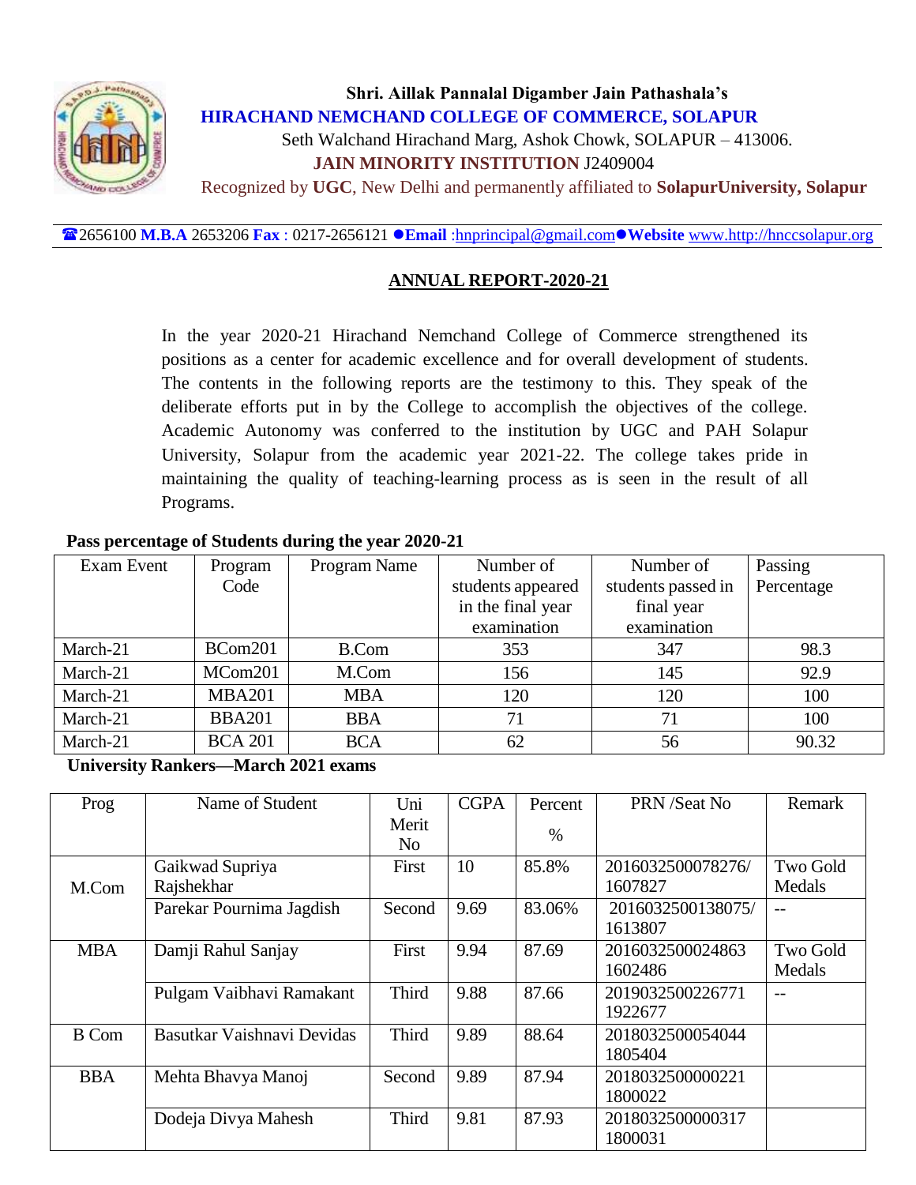**Shri. Aillak Pannalal Digamber Jain Pathashala's**

**HIRACHAND NEMCHAND COLLEGE OF COMMERCE, SOLAPUR**

Seth Walchand Hirachand Marg, Ashok Chowk, SOLAPUR – 413006.

**JAIN MINORITY INSTITUTION** J2409004

Recognized by **UGC**, New Delhi and permanently affiliated to **SolapurUniversity, Solapur**

☎2656100 **M.B.A** 2653206 **Fax** : 0217-2656121 ●**Email** :hnprincipal@gmail.com●**Website** www.http://hnccsolapur.org

## ANNUAL REPORT-2020-21

In the year 2020-21 Hirachand Nemchand College of Commerce strengthened its positions as a center for academic excellence and for overall development of students. The contents in the following reports are the testimony to this. They speak of the deliberate efforts put in by the College to accomplish the objectives of the college. Academic Autonomy was conferred to the institution by UGC and PAH Solapur University, Solapur from the academic year 2021-22. The college takes pride in maintaining the quality of teaching-learning process as is seen in the result of all Programs.

**Pass percentage of Students during the year 2020-21**

| Exam Event | Program Code | Program Name | Number of students appeared in the final year examination | Number of students passed in final year examination | Passing Percentage |
|---|---|---|---|---|---|
| March-21 | BCom201 | B.Com | 353 | 347 | 98.3 |
| March-21 | MCom201 | M.Com | 156 | 145 | 92.9 |
| March-21 | MBA201 | MBA | 120 | 120 | 100 |
| March-21 | BBA201 | BBA | 71 | 71 | 100 |
| March-21 | BCA 201 | BCA | 62 | 56 | 90.32 |

**University Rankers—March 2021 exams**

| Prog | Name of Student | Uni Merit No | CGPA | Percent % | PRN /Seat No | Remark |
|---|---|---|---|---|---|---|
| M.Com | Gaikwad Supriya Rajshekhar | First | 10 | 85.8% | 2016032500078276/ 1607827 | Two Gold Medals |
| | Parekar Pournima Jagdish | Second | 9.69 | 83.06% | 2016032500138075/ 1613807 | -- |
| MBA | Damji Rahul Sanjay | First | 9.94 | 87.69 | 2016032500024863 1602486 | Two Gold Medals |
| | Pulgam Vaibhavi Ramakant | Third | 9.88 | 87.66 | 2019032500226771 1922677 | -- |
| B Com | Basutkar Vaishnavi Devidas | Third | 9.89 | 88.64 | 2018032500054044 1805404 | |
| BBA | Mehta Bhavya Manoj | Second | 9.89 | 87.94 | 2018032500000221 1800022 | |
| | Dodeja Divya Mahesh | Third | 9.81 | 87.93 | 2018032500000317 1800031 | |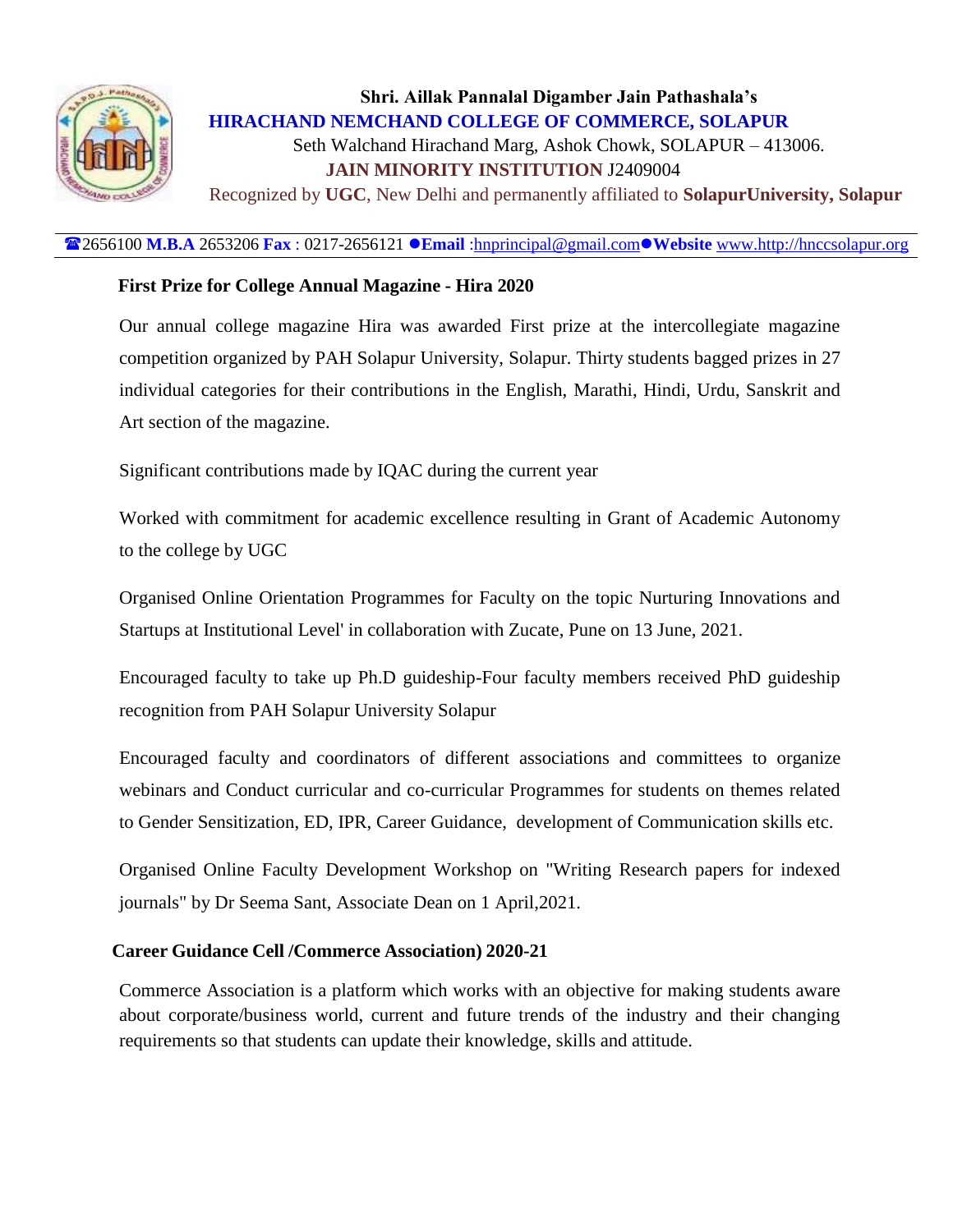Shri. Aillak Pannalal Digamber Jain Pathashala's

**HIRACHAND NEMCHAND COLLEGE OF COMMERCE, SOLAPUR**

Seth Walchand Hirachand Marg, Ashok Chowk, SOLAPUR – 413006.

**JAIN MINORITY INSTITUTION** J2409004

Recognized by **UGC**, New Delhi and permanently affiliated to **SolapurUniversity, Solapur**

☎2656100 **M.B.A** 2653206 **Fax** : 0217-2656121 ●**Email** :hnprincipal@gmail.com●**Website** www.http://hnccsolapur.org

**First Prize for College Annual Magazine - Hira 2020**

Our annual college magazine Hira was awarded First prize at the intercollegiate magazine competition organized by PAH Solapur University, Solapur. Thirty students bagged prizes in 27 individual categories for their contributions in the English, Marathi, Hindi, Urdu, Sanskrit and Art section of the magazine.

Significant contributions made by IQAC during the current year

Worked with commitment for academic excellence resulting in Grant of Academic Autonomy to the college by UGC

Organised Online Orientation Programmes for Faculty on the topic Nurturing Innovations and Startups at Institutional Level' in collaboration with Zucate, Pune on 13 June, 2021.

Encouraged faculty to take up Ph.D guideship-Four faculty members received PhD guideship recognition from PAH Solapur University Solapur

Encouraged faculty and coordinators of different associations and committees to organize webinars and Conduct curricular and co-curricular Programmes for students on themes related to Gender Sensitization, ED, IPR, Career Guidance, development of Communication skills etc.

Organised Online Faculty Development Workshop on "Writing Research papers for indexed journals" by Dr Seema Sant, Associate Dean on 1 April,2021.

**Career Guidance Cell /Commerce Association) 2020-21**

Commerce Association is a platform which works with an objective for making students aware about corporate/business world, current and future trends of the industry and their changing requirements so that students can update their knowledge, skills and attitude.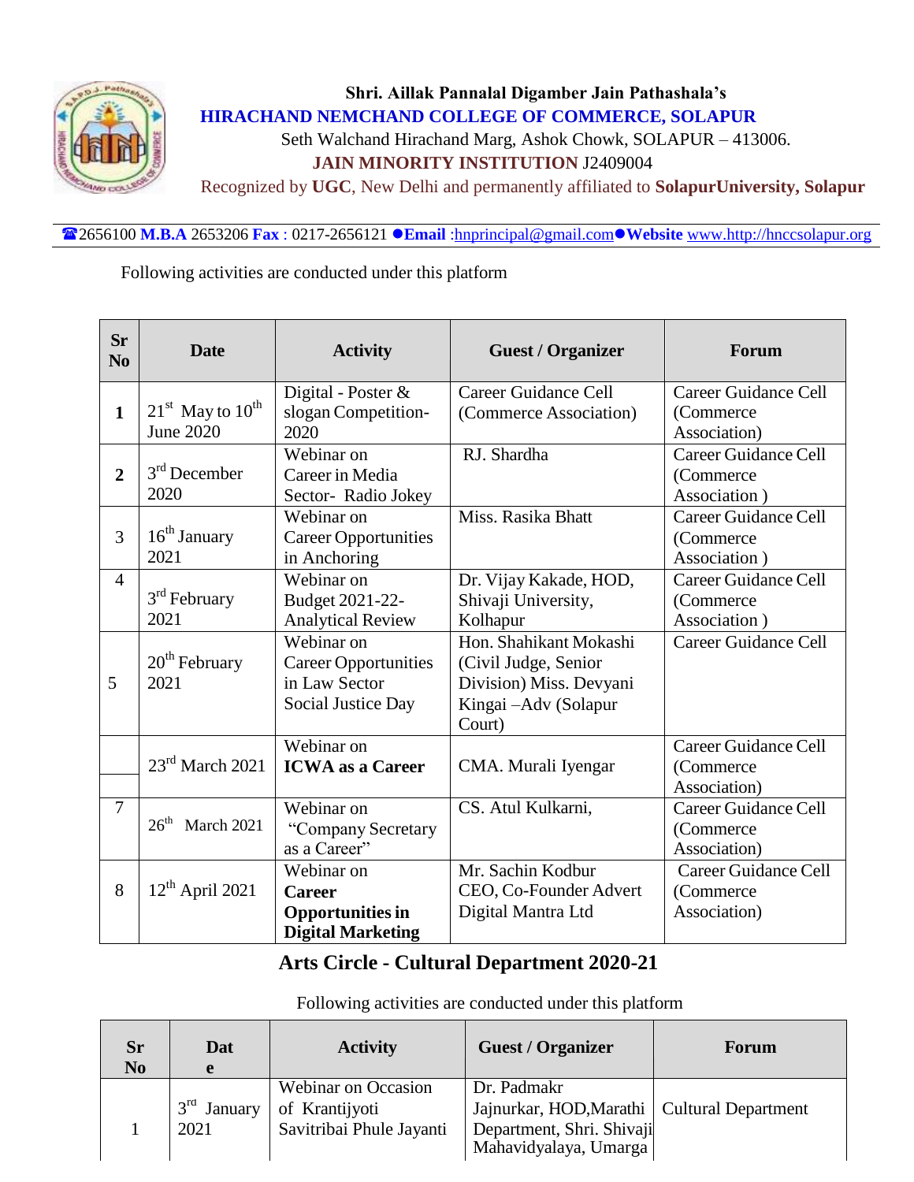Shri. Aillak Pannalal Digamber Jain Pathashala's

**HIRACHAND NEMCHAND COLLEGE OF COMMERCE, SOLAPUR**

Seth Walchand Hirachand Marg, Ashok Chowk, SOLAPUR – 413006.

**JAIN MINORITY INSTITUTION** J2409004

Recognized by **UGC**, New Delhi and permanently affiliated to **SolapurUniversity, Solapur**

☎2656100 **M.B.A** 2653206 **Fax** : 0217-2656121 ●**Email** :hnprincipal@gmail.com●**Website** www.http://hnccsolapur.org

Following activities are conducted under this platform

| Sr No | Date | Activity | Guest / Organizer | Forum |
|---|---|---|---|---|
| **1** | 21st May to 10th June 2020 | Digital - Poster & slogan Competition-2020 | Career Guidance Cell (Commerce Association) | Career Guidance Cell (Commerce Association) |
| **2** | 3rd December 2020 | Webinar on Career in Media Sector- Radio Jokey | RJ. Shardha | Career Guidance Cell (Commerce Association ) |
| 3 | 16th January 2021 | Webinar on Career Opportunities in Anchoring | Miss. Rasika Bhatt | Career Guidance Cell (Commerce Association ) |
| 4 | 3rd February 2021 | Webinar on Budget 2021-22- Analytical Review | Dr. Vijay Kakade, HOD, Shivaji University, Kolhapur | Career Guidance Cell (Commerce Association ) |
| 5 | 20th February 2021 | Webinar on Career Opportunities in Law Sector Social Justice Day | Hon. Shahikant Mokashi (Civil Judge, Senior Division) Miss. Devyani Kingai –Adv (Solapur Court) | Career Guidance Cell |
| | 23rd March 2021 | Webinar on **ICWA as a Career** | CMA. Murali Iyengar | Career Guidance Cell (Commerce Association) |
| 7 | 26th March 2021 | Webinar on "Company Secretary as a Career" | CS. Atul Kulkarni, | Career Guidance Cell (Commerce Association) |
| 8 | 12th April 2021 | Webinar on **Career Opportunities in Digital Marketing** | Mr. Sachin Kodbur CEO, Co-Founder Advert Digital Mantra Ltd | Career Guidance Cell (Commerce Association) |

## Arts Circle - Cultural Department 2020-21

Following activities are conducted under this platform

| Sr No | Date | Activity | Guest / Organizer | Forum |
|---|---|---|---|---|
| 1 | 3rd January 2021 | Webinar on Occasion of Krantijyoti Savitribai Phule Jayanti | Dr. Padmakr Jajnurkar, HOD,Marathi Department, Shri. Shivaji Mahavidyalaya, Umarga | Cultural Department |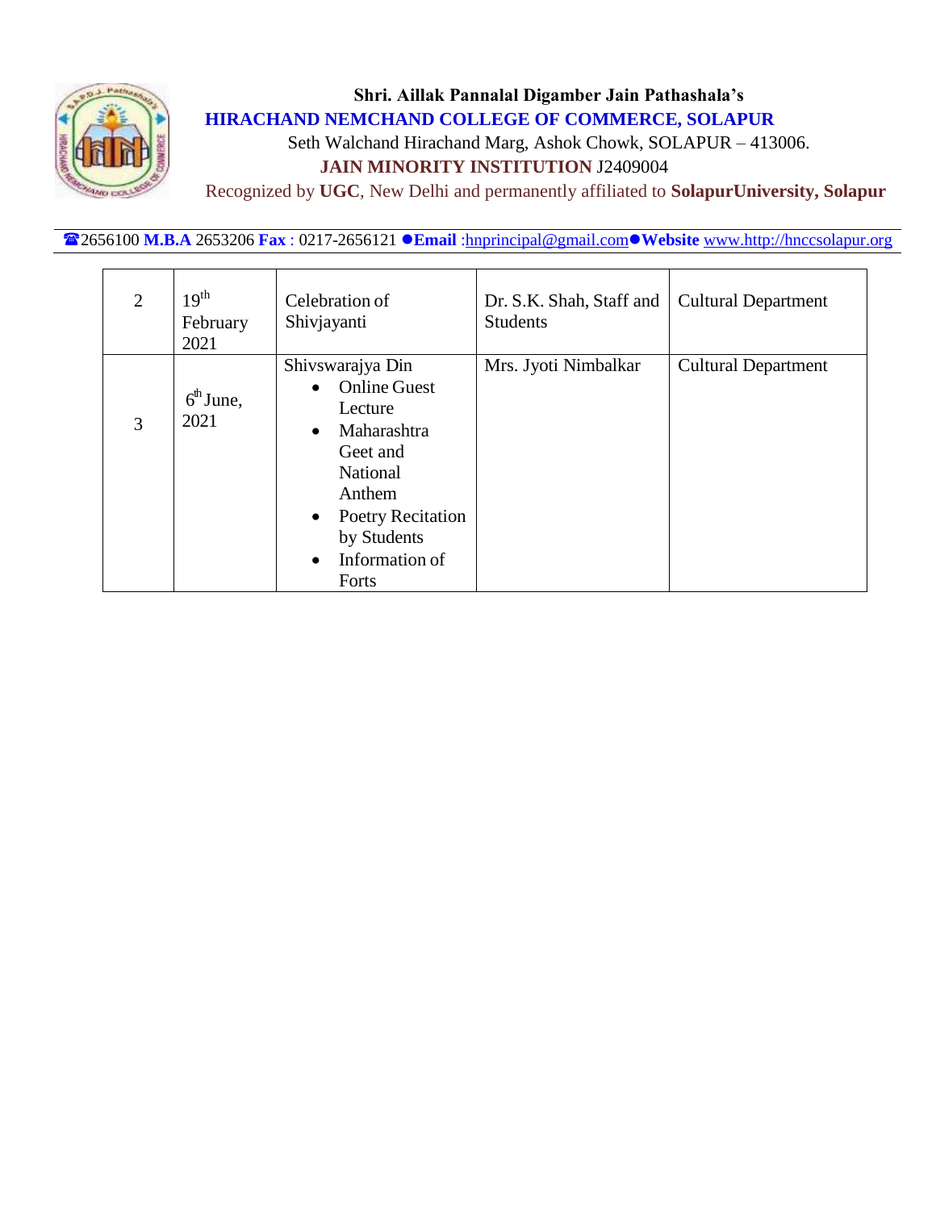Shri. Aillak Pannalal Digamber Jain Pathashala's

**HIRACHAND NEMCHAND COLLEGE OF COMMERCE, SOLAPUR**

Seth Walchand Hirachand Marg, Ashok Chowk, SOLAPUR – 413006.

**JAIN MINORITY INSTITUTION** J2409004

Recognized by **UGC**, New Delhi and permanently affiliated to **SolapurUniversity, Solapur**

☎2656100 **M.B.A** 2653206 **Fax** : 0217-2656121 ●**Email** :hnprincipal@gmail.com●**Website** www.http://hnccsolapur.org

| 2 | 19th February 2021 | Celebration of Shivjayanti | Dr. S.K. Shah, Staff and Students | Cultural Department |
|---|---|---|---|---|
| 3 | 6th June, 2021 | Shivswarajya Din<br>• Online Guest Lecture<br>• Maharashtra Geet and National Anthem<br>• Poetry Recitation by Students<br>• Information of Forts | Mrs. Jyoti Nimbalkar | Cultural Department |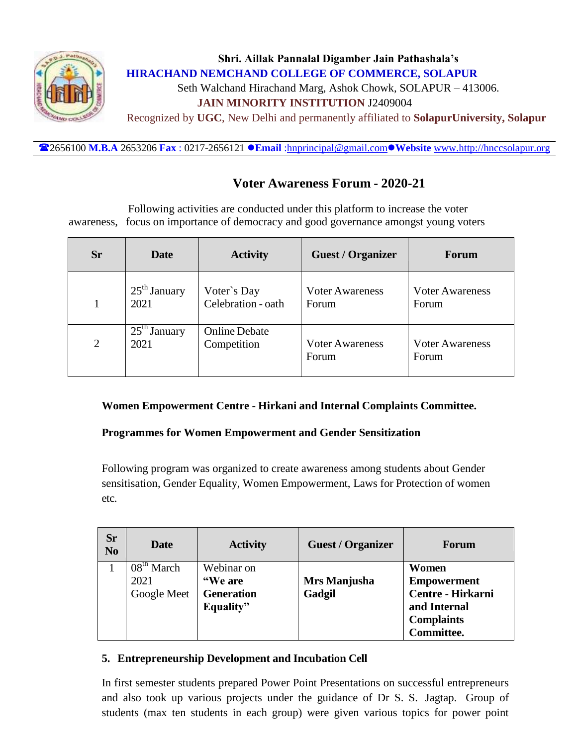**Shri. Aillak Pannalal Digamber Jain Pathashala's**
**HIRACHAND NEMCHAND COLLEGE OF COMMERCE, SOLAPUR**
Seth Walchand Hirachand Marg, Ashok Chowk, SOLAPUR – 413006.
**JAIN MINORITY INSTITUTION** J2409004
Recognized by **UGC**, New Delhi and permanently affiliated to **SolapurUniversity, Solapur**

☎2656100 **M.B.A** 2653206 **Fax** : 0217-2656121 ●**Email** :hnprincipal@gmail.com●**Website** www.http://hnccsolapur.org

## Voter Awareness Forum - 2020-21

Following activities are conducted under this platform to increase the voter awareness, focus on importance of democracy and good governance amongst young voters

| Sr | Date | Activity | Guest / Organizer | Forum |
|---|---|---|---|---|
| 1 | 25th January 2021 | Voter`s Day Celebration - oath | Voter Awareness Forum | Voter Awareness Forum |
| 2 | 25th January 2021 | Online Debate Competition | Voter Awareness Forum | Voter Awareness Forum |

**Women Empowerment Centre - Hirkani and Internal Complaints Committee.**

**Programmes for Women Empowerment and Gender Sensitization**

Following program was organized to create awareness among students about Gender sensitisation, Gender Equality, Women Empowerment, Laws for Protection of women etc.

| Sr No | Date | Activity | Guest / Organizer | Forum |
|---|---|---|---|---|
| 1 | 08th March 2021 Google Meet | Webinar on **"We are Generation Equality"** | **Mrs Manjusha Gadgil** | **Women Empowerment Centre - Hirkani and Internal Complaints Committee.** |

**5. Entrepreneurship Development and Incubation Cell**

In first semester students prepared Power Point Presentations on successful entrepreneurs and also took up various projects under the guidance of Dr S. S. Jagtap. Group of students (max ten students in each group) were given various topics for power point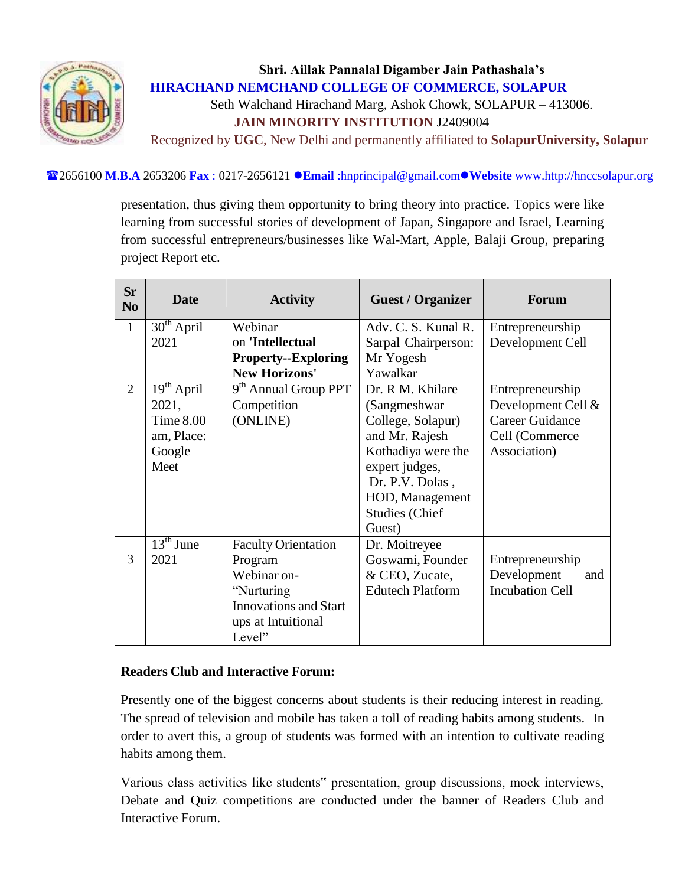presentation, thus giving them opportunity to bring theory into practice. Topics were like learning from successful stories of development of Japan, Singapore and Israel, Learning from successful entrepreneurs/businesses like Wal-Mart, Apple, Balaji Group, preparing project Report etc.

| Sr No | Date | Activity | Guest / Organizer | Forum |
|---|---|---|---|---|
| 1 | 30th April 2021 | Webinar on **'Intellectual Property--Exploring New Horizons'** | Adv. C. S. Kunal R. Sarpal Chairperson: Mr Yogesh Yawalkar | Entrepreneurship Development Cell |
| 2 | 19th April 2021, Time 8.00 am, Place: Google Meet | 9th Annual Group PPT Competition (ONLINE) | Dr. R M. Khilare (Sangmeshwar College, Solapur) and Mr. Rajesh Kothadiya were the expert judges, Dr. P.V. Dolas , HOD, Management Studies (Chief Guest) | Entrepreneurship Development Cell & Career Guidance Cell (Commerce Association) |
| 3 | 13th June 2021 | Faculty Orientation Program Webinar on- "Nurturing Innovations and Start ups at Intuitional Level" | Dr. Moitreyee Goswami, Founder & CEO, Zucate, Edutech Platform | Entrepreneurship Development and Incubation Cell |

**Readers Club and Interactive Forum:**

Presently one of the biggest concerns about students is their reducing interest in reading. The spread of television and mobile has taken a toll of reading habits among students. In order to avert this, a group of students was formed with an intention to cultivate reading habits among them.

Various class activities like students" presentation, group discussions, mock interviews, Debate and Quiz competitions are conducted under the banner of Readers Club and Interactive Forum.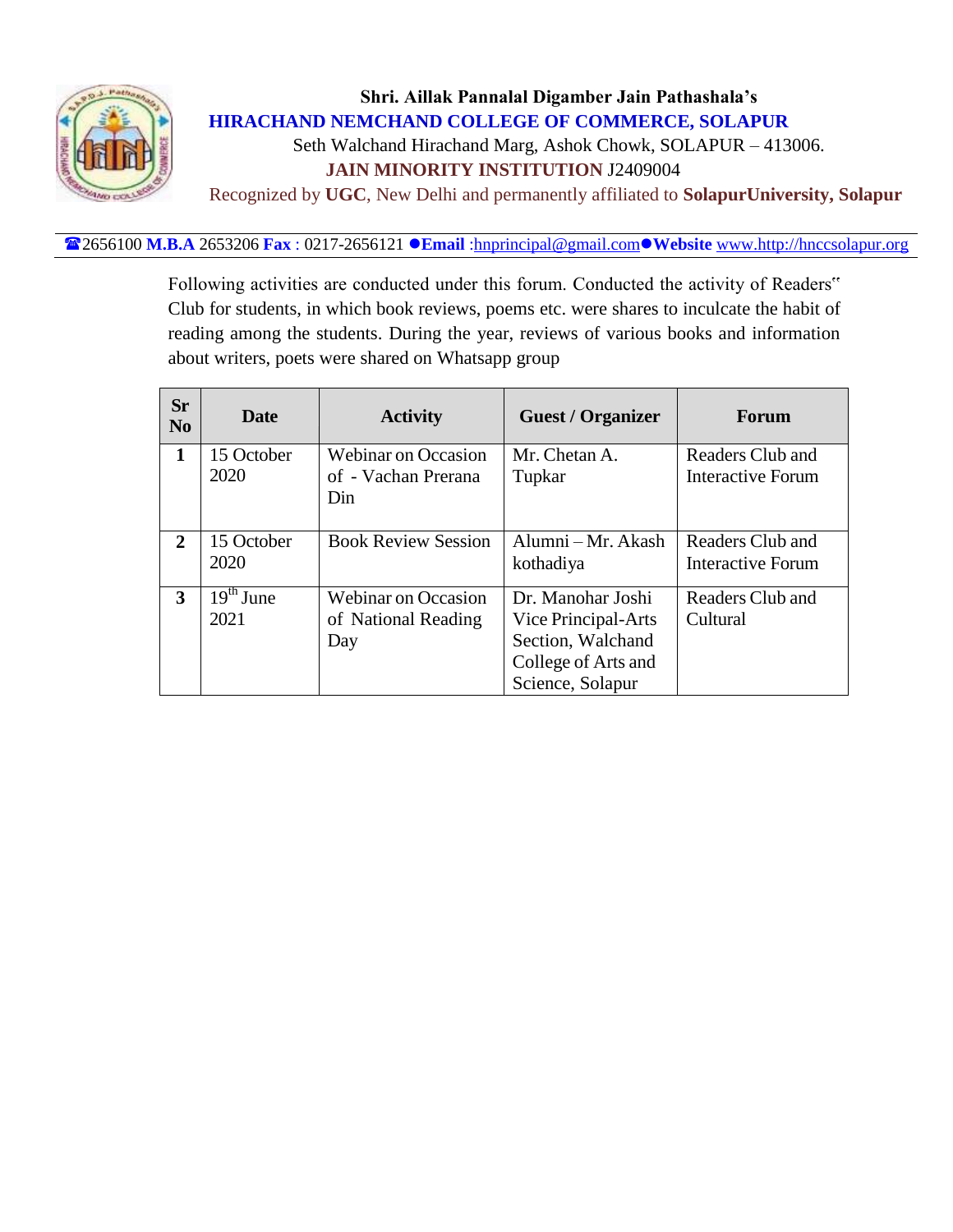**Shri. Aillak Pannalal Digamber Jain Pathashala's**

**HIRACHAND NEMCHAND COLLEGE OF COMMERCE, SOLAPUR**

Seth Walchand Hirachand Marg, Ashok Chowk, SOLAPUR – 413006.

**JAIN MINORITY INSTITUTION** J2409004

Recognized by **UGC**, New Delhi and permanently affiliated to **SolapurUniversity, Solapur**

☎2656100 **M.B.A** 2653206 **Fax** : 0217-2656121 ●**Email** :hnprincipal@gmail.com●**Website** www.http://hnccsolapur.org

Following activities are conducted under this forum. Conducted the activity of Readers" Club for students, in which book reviews, poems etc. were shares to inculcate the habit of reading among the students. During the year, reviews of various books and information about writers, poets were shared on Whatsapp group

| Sr No | Date | Activity | Guest / Organizer | Forum |
|---|---|---|---|---|
| 1 | 15 October 2020 | Webinar on Occasion of - Vachan Prerana Din | Mr. Chetan A. Tupkar | Readers Club and Interactive Forum |
| 2 | 15 October 2020 | Book Review Session | Alumni – Mr. Akash kothadiya | Readers Club and Interactive Forum |
| 3 | 19th June 2021 | Webinar on Occasion of National Reading Day | Dr. Manohar Joshi Vice Principal-Arts Section, Walchand College of Arts and Science, Solapur | Readers Club and Cultural |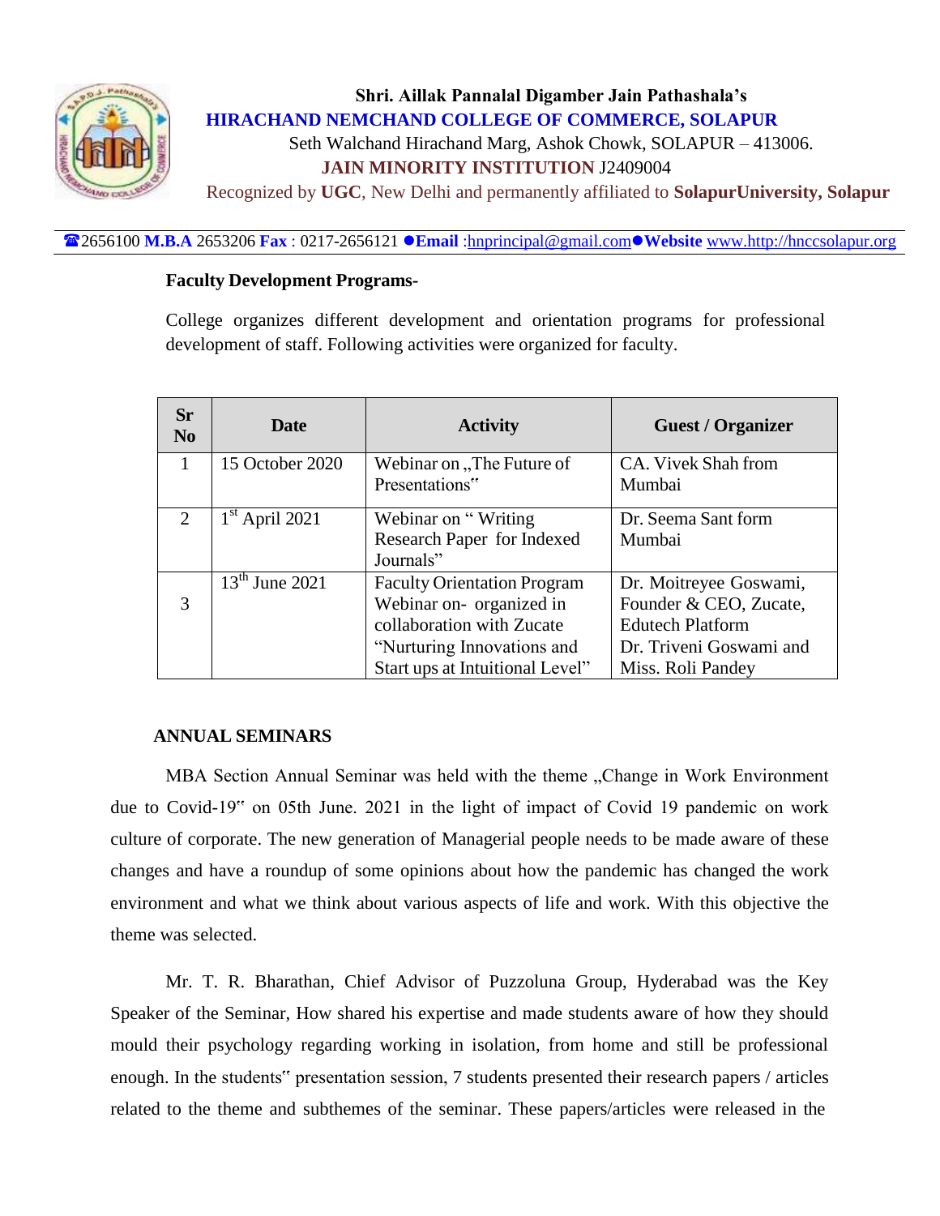Shri. Aillak Pannalal Digamber Jain Pathashala's

**HIRACHAND NEMCHAND COLLEGE OF COMMERCE, SOLAPUR**

Seth Walchand Hirachand Marg, Ashok Chowk, SOLAPUR – 413006.

**JAIN MINORITY INSTITUTION** J2409004

Recognized by **UGC**, New Delhi and permanently affiliated to **SolapurUniversity, Solapur**

☎2656100 **M.B.A** 2653206 **Fax** : 0217-2656121 ●**Email** :hnprincipal@gmail.com●**Website** www.http://hnccsolapur.org

**Faculty Development Programs-**

College organizes different development and orientation programs for professional development of staff. Following activities were organized for faculty.

| Sr No | Date | Activity | Guest / Organizer |
|---|---|---|---|
| 1 | 15 October 2020 | Webinar on „The Future of Presentations" | CA. Vivek Shah from Mumbai |
| 2 | 1st April 2021 | Webinar on " Writing Research Paper for Indexed Journals" | Dr. Seema Sant form Mumbai |
| 3 | 13th June 2021 | Faculty Orientation Program Webinar on- organized in collaboration with Zucate "Nurturing Innovations and Start ups at Intuitional Level" | Dr. Moitreyee Goswami, Founder & CEO, Zucate, Edutech Platform Dr. Triveni Goswami and Miss. Roli Pandey |

**ANNUAL SEMINARS**

MBA Section Annual Seminar was held with the theme „Change in Work Environment due to Covid-19" on 05th June. 2021 in the light of impact of Covid 19 pandemic on work culture of corporate. The new generation of Managerial people needs to be made aware of these changes and have a roundup of some opinions about how the pandemic has changed the work environment and what we think about various aspects of life and work. With this objective the theme was selected.

Mr. T. R. Bharathan, Chief Advisor of Puzzoluna Group, Hyderabad was the Key Speaker of the Seminar, How shared his expertise and made students aware of how they should mould their psychology regarding working in isolation, from home and still be professional enough. In the students" presentation session, 7 students presented their research papers / articles related to the theme and subthemes of the seminar. These papers/articles were released in the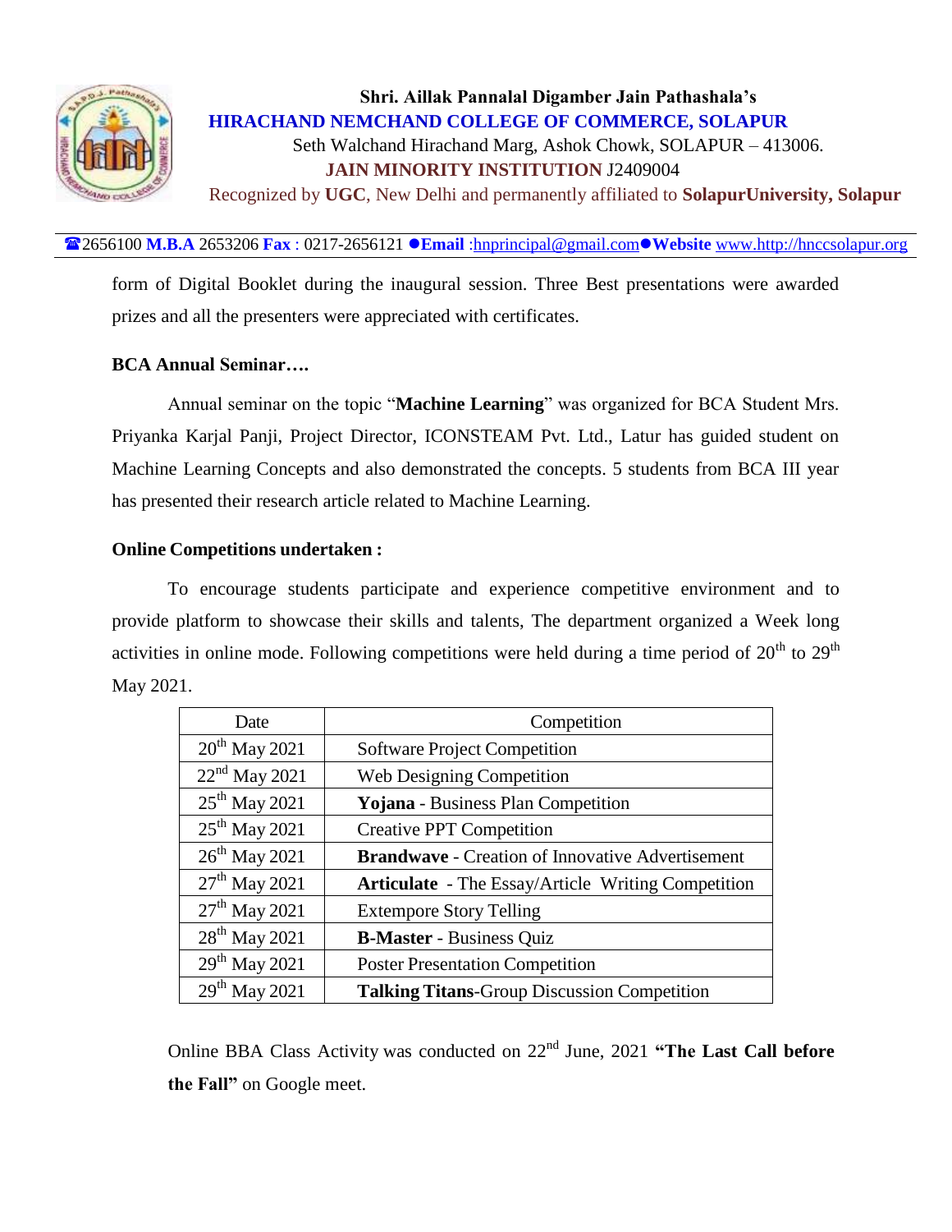form of Digital Booklet during the inaugural session. Three Best presentations were awarded prizes and all the presenters were appreciated with certificates.

**BCA Annual Seminar….**

Annual seminar on the topic "**Machine Learning**" was organized for BCA Student Mrs. Priyanka Karjal Panji, Project Director, ICONSTEAM Pvt. Ltd., Latur has guided student on Machine Learning Concepts and also demonstrated the concepts. 5 students from BCA III year has presented their research article related to Machine Learning.

**Online Competitions undertaken :**

To encourage students participate and experience competitive environment and to provide platform to showcase their skills and talents, The department organized a Week long activities in online mode. Following competitions were held during a time period of 20th to 29th May 2021.

| Date | Competition |
|---|---|
| 20th May 2021 | Software Project Competition |
| 22nd May 2021 | Web Designing Competition |
| 25th May 2021 | **Yojana** - Business Plan Competition |
| 25th May 2021 | Creative PPT Competition |
| 26th May 2021 | **Brandwave** - Creation of Innovative Advertisement |
| 27th May 2021 | **Articulate** - The Essay/Article Writing Competition |
| 27th May 2021 | Extempore Story Telling |
| 28th May 2021 | **B-Master** - Business Quiz |
| 29th May 2021 | Poster Presentation Competition |
| 29th May 2021 | **Talking Titans**-Group Discussion Competition |

Online BBA Class Activity was conducted on 22nd June, 2021 **"The Last Call before the Fall"** on Google meet.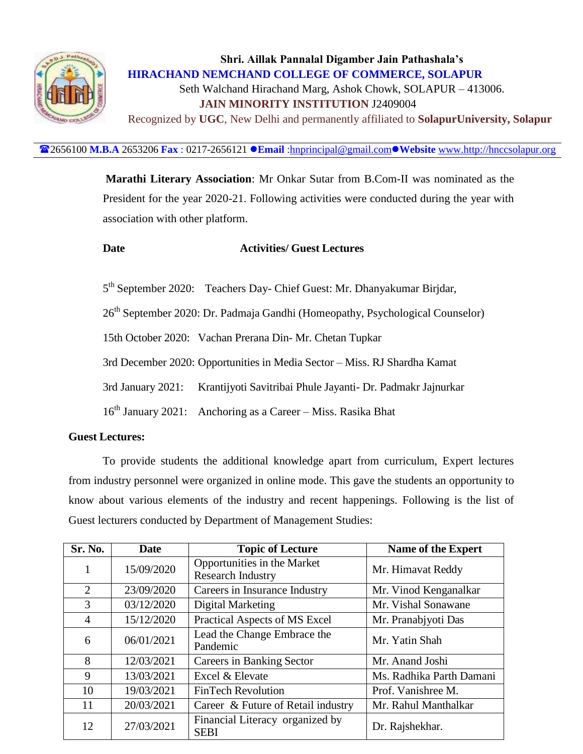Shri. Aillak Pannalal Digamber Jain Pathashala's

**HIRACHAND NEMCHAND COLLEGE OF COMMERCE, SOLAPUR**

Seth Walchand Hirachand Marg, Ashok Chowk, SOLAPUR – 413006.

**JAIN MINORITY INSTITUTION** J2409004

Recognized by **UGC**, New Delhi and permanently affiliated to **SolapurUniversity, Solapur**

☎2656100 **M.B.A** 2653206 **Fax** : 0217-2656121 ●**Email** :hnprincipal@gmail.com●**Website** www.http://hnccsolapur.org

**Marathi Literary Association**: Mr Onkar Sutar from B.Com-II was nominated as the President for the year 2020-21. Following activities were conducted during the year with association with other platform.

**Date** **Activities/ Guest Lectures**

5th September 2020: Teachers Day- Chief Guest: Mr. Dhanyakumar Birjdar,

26th September 2020: Dr. Padmaja Gandhi (Homeopathy, Psychological Counselor)

15th October 2020: Vachan Prerana Din- Mr. Chetan Tupkar

3rd December 2020: Opportunities in Media Sector – Miss. RJ Shardha Kamat

3rd January 2021: Krantijyoti Savitribai Phule Jayanti- Dr. Padmakr Jajnurkar

16th January 2021: Anchoring as a Career – Miss. Rasika Bhat

**Guest Lectures:**

To provide students the additional knowledge apart from curriculum, Expert lectures from industry personnel were organized in online mode. This gave the students an opportunity to know about various elements of the industry and recent happenings. Following is the list of Guest lecturers conducted by Department of Management Studies:

| Sr. No. | Date | Topic of Lecture | Name of the Expert |
|---|---|---|---|
| 1 | 15/09/2020 | Opportunities in the Market Research Industry | Mr. Himavat Reddy |
| 2 | 23/09/2020 | Careers in Insurance Industry | Mr. Vinod Kenganalkar |
| 3 | 03/12/2020 | Digital Marketing | Mr. Vishal Sonawane |
| 4 | 15/12/2020 | Practical Aspects of MS Excel | Mr. Pranabjyoti Das |
| 6 | 06/01/2021 | Lead the Change Embrace the Pandemic | Mr. Yatin Shah |
| 8 | 12/03/2021 | Careers in Banking Sector | Mr. Anand Joshi |
| 9 | 13/03/2021 | Excel & Elevate | Ms. Radhika Parth Damani |
| 10 | 19/03/2021 | FinTech Revolution | Prof. Vanishree M. |
| 11 | 20/03/2021 | Career & Future of Retail industry | Mr. Rahul Manthalkar |
| 12 | 27/03/2021 | Financial Literacy organized by SEBI | Dr. Rajshekhar. |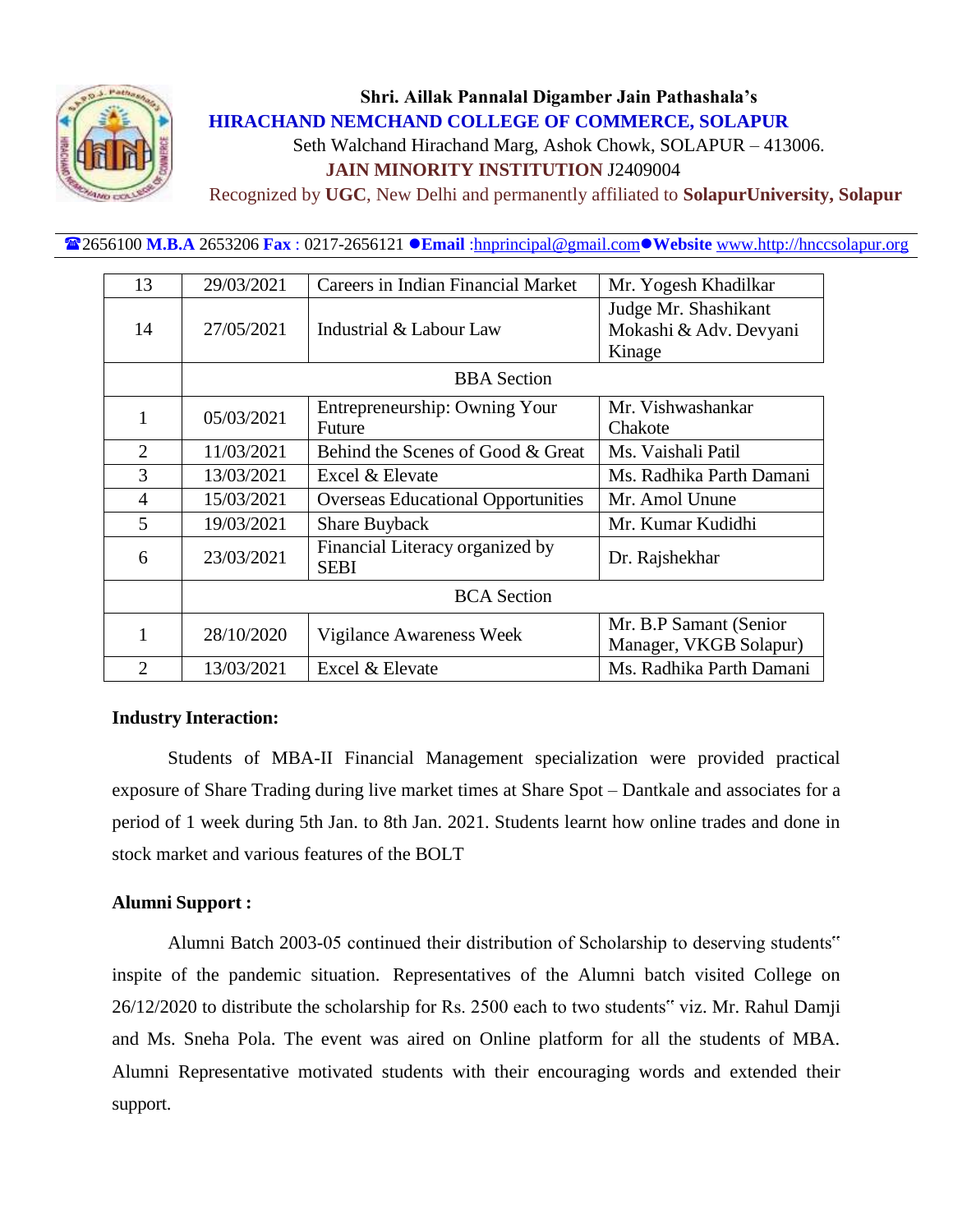| 13 | 29/03/2021 | Careers in Indian Financial Market | Mr. Yogesh Khadilkar |
|---|---|---|---|
| 14 | 27/05/2021 | Industrial & Labour Law | Judge Mr. Shashikant Mokashi & Adv. Devyani Kinage |
| | BBA Section | | |
| 1 | 05/03/2021 | Entrepreneurship: Owning Your Future | Mr. Vishwashankar Chakote |
| 2 | 11/03/2021 | Behind the Scenes of Good & Great | Ms. Vaishali Patil |
| 3 | 13/03/2021 | Excel & Elevate | Ms. Radhika Parth Damani |
| 4 | 15/03/2021 | Overseas Educational Opportunities | Mr. Amol Unune |
| 5 | 19/03/2021 | Share Buyback | Mr. Kumar Kudidhi |
| 6 | 23/03/2021 | Financial Literacy organized by SEBI | Dr. Rajshekhar |
| | BCA Section | | |
| 1 | 28/10/2020 | Vigilance Awareness Week | Mr. B.P Samant (Senior Manager, VKGB Solapur) |
| 2 | 13/03/2021 | Excel & Elevate | Ms. Radhika Parth Damani |

**Industry Interaction:**

Students of MBA-II Financial Management specialization were provided practical exposure of Share Trading during live market times at Share Spot – Dantkale and associates for a period of 1 week during 5th Jan. to 8th Jan. 2021. Students learnt how online trades and done in stock market and various features of the BOLT

**Alumni Support :**

Alumni Batch 2003-05 continued their distribution of Scholarship to deserving students" inspite of the pandemic situation. Representatives of the Alumni batch visited College on 26/12/2020 to distribute the scholarship for Rs. 2500 each to two students" viz. Mr. Rahul Damji and Ms. Sneha Pola. The event was aired on Online platform for all the students of MBA. Alumni Representative motivated students with their encouraging words and extended their support.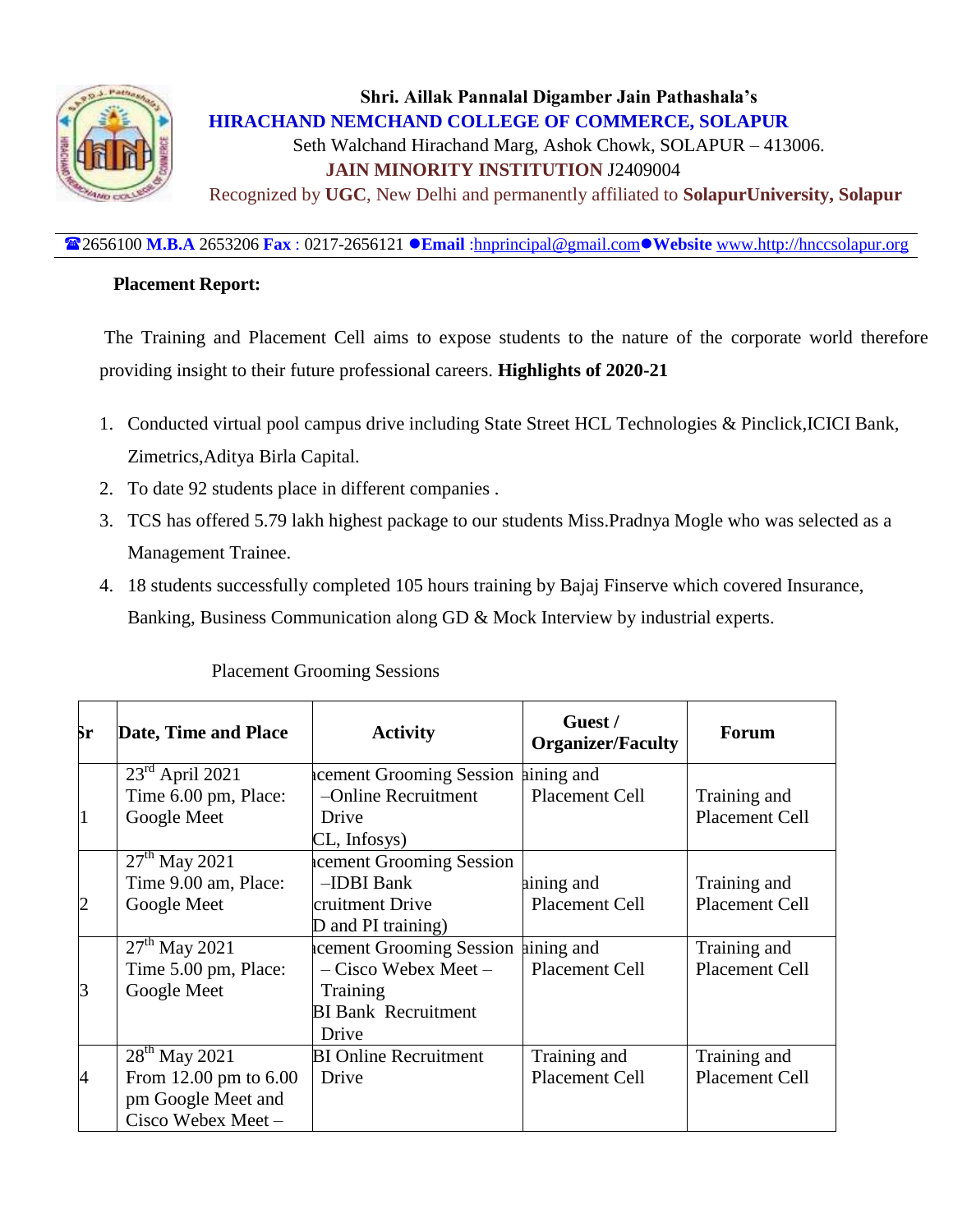Shri. Aillak Pannalal Digamber Jain Pathashala's

**HIRACHAND NEMCHAND COLLEGE OF COMMERCE, SOLAPUR**

Seth Walchand Hirachand Marg, Ashok Chowk, SOLAPUR – 413006.

**JAIN MINORITY INSTITUTION** J2409004

Recognized by **UGC**, New Delhi and permanently affiliated to **SolapurUniversity, Solapur**

☎2656100 **M.B.A** 2653206 **Fax** : 0217-2656121 ●**Email** :hnprincipal@gmail.com●**Website** www.http://hnccsolapur.org

**Placement Report:**

The Training and Placement Cell aims to expose students to the nature of the corporate world therefore providing insight to their future professional careers. **Highlights of 2020-21**

1. Conducted virtual pool campus drive including State Street HCL Technologies & Pinclick,ICICI Bank, Zimetrics,Aditya Birla Capital.
2. To date 92 students place in different companies .
3. TCS has offered 5.79 lakh highest package to our students Miss.Pradnya Mogle who was selected as a Management Trainee.
4. 18 students successfully completed 105 hours training by Bajaj Finserve which covered Insurance, Banking, Business Communication along GD & Mock Interview by industrial experts.

Placement Grooming Sessions

| Sr | Date, Time and Place | Activity | Guest / Organizer/Faculty | Forum |
|---|---|---|---|---|
| 1 | 23rd April 2021 Time 6.00 pm, Place: Google Meet | acement Grooming Session –Online Recruitment Drive CL, Infosys) | aining and Placement Cell | Training and Placement Cell |
| 2 | 27th May 2021 Time 9.00 am, Place: Google Meet | acement Grooming Session –IDBI Bank cruitment Drive D and PI training) | aining and Placement Cell | Training and Placement Cell |
| 3 | 27th May 2021 Time 5.00 pm, Place: Google Meet | acement Grooming Session – Cisco Webex Meet – Training BI Bank Recruitment Drive | aining and Placement Cell | Training and Placement Cell |
| 4 | 28th May 2021 From 12.00 pm to 6.00 pm Google Meet and Cisco Webex Meet – | BI Online Recruitment Drive | Training and Placement Cell | Training and Placement Cell |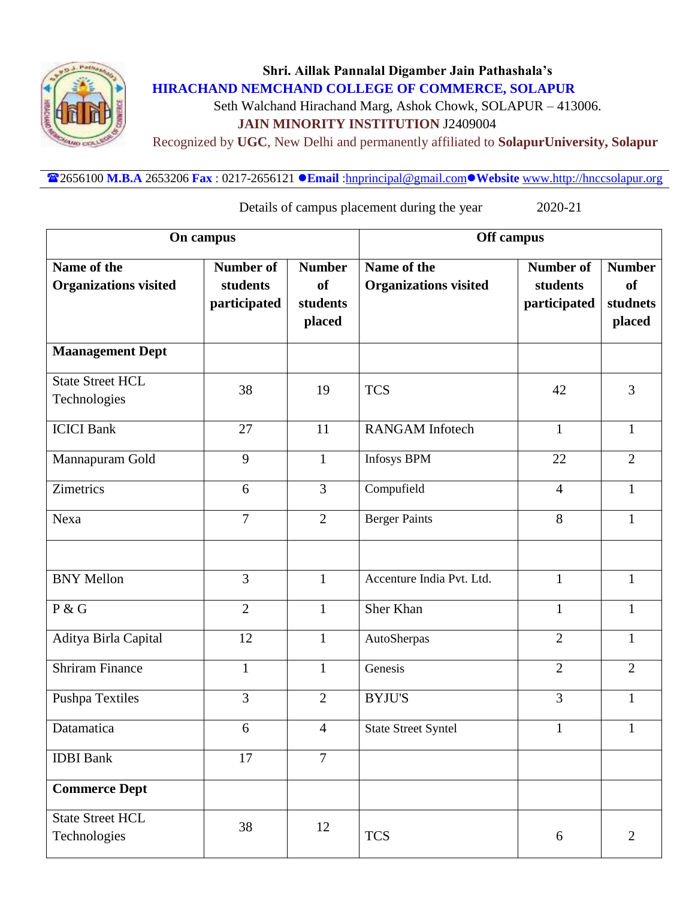Shri. Aillak Pannalal Digamber Jain Pathashala's

**HIRACHAND NEMCHAND COLLEGE OF COMMERCE, SOLAPUR**

Seth Walchand Hirachand Marg, Ashok Chowk, SOLAPUR – 413006.

**JAIN MINORITY INSTITUTION** J2409004

Recognized by **UGC**, New Delhi and permanently affiliated to **SolapurUniversity, Solapur**

☎2656100 **M.B.A** 2653206 **Fax** : 0217-2656121 ●**Email** :hnprincipal@gmail.com●**Website** www.http://hnccsolapur.org

Details of campus placement during the year 2020-21

| On campus | | | Off campus | | |
|---|---|---|---|---|---|
| **Name of the Organizations visited** | **Number of students participated** | **Number of students placed** | **Name of the Organizations visited** | **Number of students participated** | **Number of studnets placed** |
| **Maanagement Dept** | | | | | |
| State Street HCL Technologies | 38 | 19 | TCS | 42 | 3 |
| ICICI Bank | 27 | 11 | RANGAM Infotech | 1 | 1 |
| Mannapuram Gold | 9 | 1 | Infosys BPM | 22 | 2 |
| Zimetrics | 6 | 3 | Compufield | 4 | 1 |
| Nexa | 7 | 2 | Berger Paints | 8 | 1 |
| | | | | | |
| BNY Mellon | 3 | 1 | Accenture India Pvt. Ltd. | 1 | 1 |
| P & G | 2 | 1 | Sher Khan | 1 | 1 |
| Aditya Birla Capital | 12 | 1 | AutoSherpas | 2 | 1 |
| Shriram Finance | 1 | 1 | Genesis | 2 | 2 |
| Pushpa Textiles | 3 | 2 | BYJU'S | 3 | 1 |
| Datamatica | 6 | 4 | State Street Syntel | 1 | 1 |
| IDBI Bank | 17 | 7 | | | |
| **Commerce Dept** | | | | | |
| State Street HCL Technologies | 38 | 12 | TCS | 6 | 2 |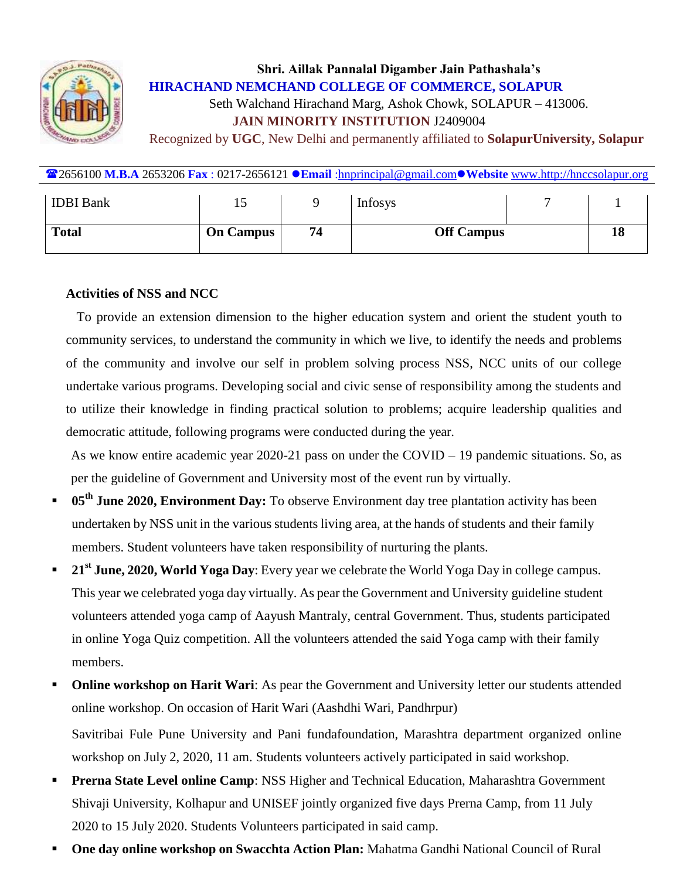| IDBI Bank | 15 | 9 | Infosys | 7 | 1 |
|---|---|---|---|---|---|
| **Total** | **On Campus** | **74** | **Off Campus** | | **18** |

**Activities of NSS and NCC**

To provide an extension dimension to the higher education system and orient the student youth to community services, to understand the community in which we live, to identify the needs and problems of the community and involve our self in problem solving process NSS, NCC units of our college undertake various programs. Developing social and civic sense of responsibility among the students and to utilize their knowledge in finding practical solution to problems; acquire leadership qualities and democratic attitude, following programs were conducted during the year.

As we know entire academic year 2020-21 pass on under the COVID – 19 pandemic situations. So, as per the guideline of Government and University most of the event run by virtually.

- **05th June 2020, Environment Day:** To observe Environment day tree plantation activity has been undertaken by NSS unit in the various students living area, at the hands of students and their family members. Student volunteers have taken responsibility of nurturing the plants.
- **21st June, 2020, World Yoga Day**: Every year we celebrate the World Yoga Day in college campus. This year we celebrated yoga day virtually. As pear the Government and University guideline student volunteers attended yoga camp of Aayush Mantraly, central Government. Thus, students participated in online Yoga Quiz competition. All the volunteers attended the said Yoga camp with their family members.
- **Online workshop on Harit Wari**: As pear the Government and University letter our students attended online workshop. On occasion of Harit Wari (Aashdhi Wari, Pandhrpur)

  Savitribai Fule Pune University and Pani fundafoundation, Marashtra department organized online workshop on July 2, 2020, 11 am. Students volunteers actively participated in said workshop.
- **Prerna State Level online Camp**: NSS Higher and Technical Education, Maharashtra Government Shivaji University, Kolhapur and UNISEF jointly organized five days Prerna Camp, from 11 July 2020 to 15 July 2020. Students Volunteers participated in said camp.
- **One day online workshop on Swacchta Action Plan:** Mahatma Gandhi National Council of Rural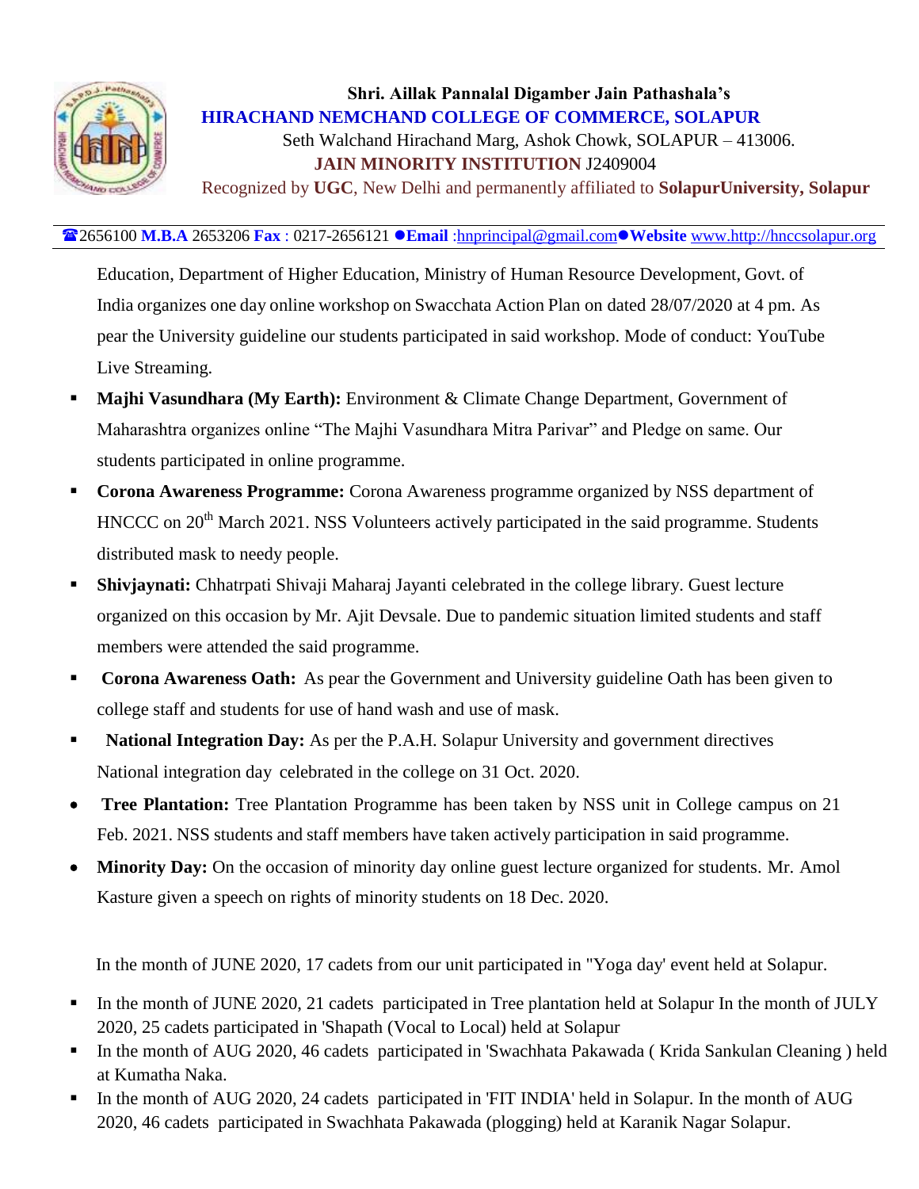Education, Department of Higher Education, Ministry of Human Resource Development, Govt. of India organizes one day online workshop on Swacchata Action Plan on dated 28/07/2020 at 4 pm. As pear the University guideline our students participated in said workshop. Mode of conduct: YouTube Live Streaming.

- **Majhi Vasundhara (My Earth):** Environment & Climate Change Department, Government of Maharashtra organizes online "The Majhi Vasundhara Mitra Parivar" and Pledge on same. Our students participated in online programme.
- **Corona Awareness Programme:** Corona Awareness programme organized by NSS department of HNCCC on 20th March 2021. NSS Volunteers actively participated in the said programme. Students distributed mask to needy people.
- **Shivjaynati:** Chhatrpati Shivaji Maharaj Jayanti celebrated in the college library. Guest lecture organized on this occasion by Mr. Ajit Devsale. Due to pandemic situation limited students and staff members were attended the said programme.
- **Corona Awareness Oath:** As pear the Government and University guideline Oath has been given to college staff and students for use of hand wash and use of mask.
- **National Integration Day:** As per the P.A.H. Solapur University and government directives National integration day celebrated in the college on 31 Oct. 2020.
- **Tree Plantation:** Tree Plantation Programme has been taken by NSS unit in College campus on 21 Feb. 2021. NSS students and staff members have taken actively participation in said programme.
- **Minority Day:** On the occasion of minority day online guest lecture organized for students. Mr. Amol Kasture given a speech on rights of minority students on 18 Dec. 2020.

In the month of JUNE 2020, 17 cadets from our unit participated in "Yoga day' event held at Solapur.

- In the month of JUNE 2020, 21 cadets participated in Tree plantation held at Solapur In the month of JULY 2020, 25 cadets participated in 'Shapath (Vocal to Local) held at Solapur
- In the month of AUG 2020, 46 cadets participated in 'Swachhata Pakawada ( Krida Sankulan Cleaning ) held at Kumatha Naka.
- In the month of AUG 2020, 24 cadets participated in 'FIT INDIA' held in Solapur. In the month of AUG 2020, 46 cadets participated in Swachhata Pakawada (plogging) held at Karanik Nagar Solapur.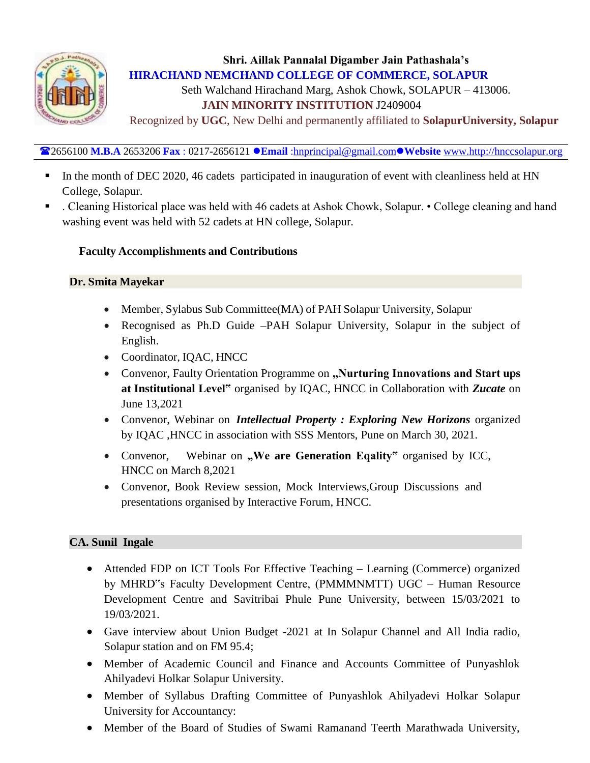Shri. Aillak Pannalal Digamber Jain Pathashala's

**HIRACHAND NEMCHAND COLLEGE OF COMMERCE, SOLAPUR**

Seth Walchand Hirachand Marg, Ashok Chowk, SOLAPUR – 413006.

**JAIN MINORITY INSTITUTION** J2409004

Recognized by **UGC**, New Delhi and permanently affiliated to **SolapurUniversity, Solapur**

☎2656100 **M.B.A** 2653206 **Fax** : 0217-2656121 ●**Email** :hnprincipal@gmail.com●**Website** www.http://hnccsolapur.org

- In the month of DEC 2020, 46 cadets participated in inauguration of event with cleanliness held at HN College, Solapur.
- . Cleaning Historical place was held with 46 cadets at Ashok Chowk, Solapur. • College cleaning and hand washing event was held with 52 cadets at HN college, Solapur.

**Faculty Accomplishments and Contributions**

**Dr. Smita Mayekar**

- Member, Sylabus Sub Committee(MA) of PAH Solapur University, Solapur
- Recognised as Ph.D Guide –PAH Solapur University, Solapur in the subject of English.
- Coordinator, IQAC, HNCC
- Convenor, Faulty Orientation Programme on **„Nurturing Innovations and Start ups at Institutional Level‟** organised by IQAC, HNCC in Collaboration with ***Zucate*** on June 13,2021
- Convenor, Webinar on ***Intellectual Property : Exploring New Horizons*** organized by IQAC ,HNCC in association with SSS Mentors, Pune on March 30, 2021.
- Convenor, Webinar on **„We are Generation Eqality‟** organised by ICC, HNCC on March 8,2021
- Convenor, Book Review session, Mock Interviews,Group Discussions and presentations organised by Interactive Forum, HNCC.

**CA. Sunil Ingale**

- Attended FDP on ICT Tools For Effective Teaching – Learning (Commerce) organized by MHRD‟s Faculty Development Centre, (PMMMNMTT) UGC – Human Resource Development Centre and Savitribai Phule Pune University, between 15/03/2021 to 19/03/2021.
- Gave interview about Union Budget -2021 at In Solapur Channel and All India radio, Solapur station and on FM 95.4;
- Member of Academic Council and Finance and Accounts Committee of Punyashlok Ahilyadevi Holkar Solapur University.
- Member of Syllabus Drafting Committee of Punyashlok Ahilyadevi Holkar Solapur University for Accountancy:
- Member of the Board of Studies of Swami Ramanand Teerth Marathwada University,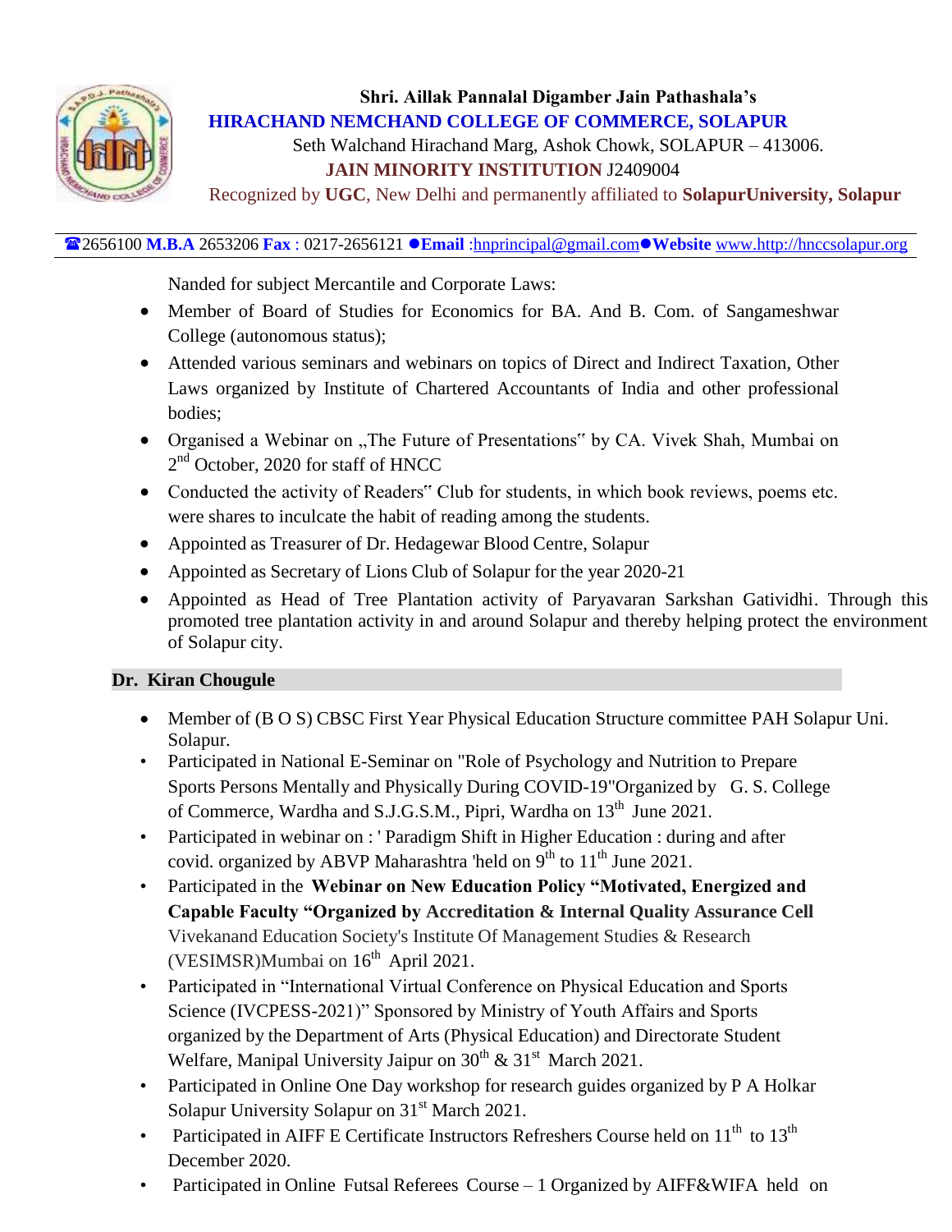Nanded for subject Mercantile and Corporate Laws:

- Member of Board of Studies for Economics for BA. And B. Com. of Sangameshwar College (autonomous status);
- Attended various seminars and webinars on topics of Direct and Indirect Taxation, Other Laws organized by Institute of Chartered Accountants of India and other professional bodies;
- Organised a Webinar on „The Future of Presentations" by CA. Vivek Shah, Mumbai on 2nd October, 2020 for staff of HNCC
- Conducted the activity of Readers" Club for students, in which book reviews, poems etc. were shares to inculcate the habit of reading among the students.
- Appointed as Treasurer of Dr. Hedagewar Blood Centre, Solapur
- Appointed as Secretary of Lions Club of Solapur for the year 2020-21
- Appointed as Head of Tree Plantation activity of Paryavaran Sarkshan Gatividhi. Through this promoted tree plantation activity in and around Solapur and thereby helping protect the environment of Solapur city.

### Dr. Kiran Chougule

- Member of (B O S) CBSC First Year Physical Education Structure committee PAH Solapur Uni. Solapur.
- Participated in National E-Seminar on "Role of Psychology and Nutrition to Prepare Sports Persons Mentally and Physically During COVID-19"Organized by G. S. College of Commerce, Wardha and S.J.G.S.M., Pipri, Wardha on 13th June 2021.
- Participated in webinar on : ' Paradigm Shift in Higher Education : during and after covid. organized by ABVP Maharashtra 'held on 9th to 11th June 2021.
- Participated in the **Webinar on New Education Policy "Motivated, Energized and Capable Faculty "Organized by Accreditation & Internal Quality Assurance Cell** Vivekanand Education Society's Institute Of Management Studies & Research (VESIMSR)Mumbai on 16th April 2021.
- Participated in "International Virtual Conference on Physical Education and Sports Science (IVCPESS-2021)" Sponsored by Ministry of Youth Affairs and Sports organized by the Department of Arts (Physical Education) and Directorate Student Welfare, Manipal University Jaipur on 30th & 31st March 2021.
- Participated in Online One Day workshop for research guides organized by P A Holkar Solapur University Solapur on 31st March 2021.
- Participated in AIFF E Certificate Instructors Refreshers Course held on 11th to 13th December 2020.
- Participated in Online Futsal Referees Course – 1 Organized by AIFF&WIFA held on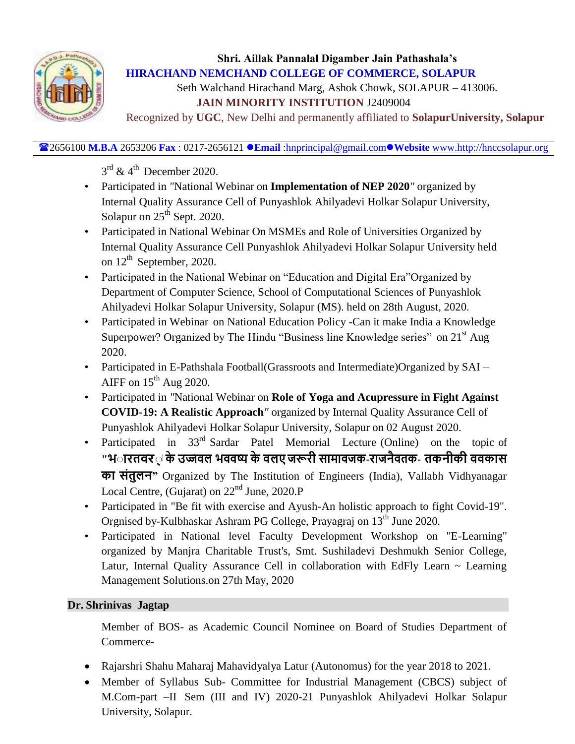3rd & 4th December 2020.

- Participated in "National Webinar on **Implementation of NEP 2020**" organized by Internal Quality Assurance Cell of Punyashlok Ahilyadevi Holkar Solapur University, Solapur on 25th Sept. 2020.
- Participated in National Webinar On MSMEs and Role of Universities Organized by Internal Quality Assurance Cell Punyashlok Ahilyadevi Holkar Solapur University held on 12th September, 2020.
- Participated in the National Webinar on "Education and Digital Era"Organized by Department of Computer Science, School of Computational Sciences of Punyashlok Ahilyadevi Holkar Solapur University, Solapur (MS). held on 28th August, 2020.
- Participated in Webinar on National Education Policy -Can it make India a Knowledge Superpower? Organized by The Hindu "Business line Knowledge series" on 21st Aug 2020.
- Participated in E-Pathshala Football(Grassroots and Intermediate)Organized by SAI – AIFF on 15th Aug 2020.
- Participated in "National Webinar on **Role of Yoga and Acupressure in Fight Against COVID-19: A Realistic Approach**" organized by Internal Quality Assurance Cell of Punyashlok Ahilyadevi Holkar Solapur University, Solapur on 02 August 2020.
- Participated in 33rd Sardar Patel Memorial Lecture (Online) on the topic of **"भारतवर्ष के उज्जवल भविष्य के वलए जरूरी सामावजक-राजनैवतक- तकनीकी ववकास का संतुलन"** Organized by The Institution of Engineers (India), Vallabh Vidhyanagar Local Centre, (Gujarat) on 22nd June, 2020.P
- Participated in "Be fit with exercise and Ayush-An holistic approach to fight Covid-19". Orgnised by-Kulbhaskar Ashram PG College, Prayagraj on 13th June 2020.
- Participated in National level Faculty Development Workshop on "E-Learning" organized by Manjra Charitable Trust's, Smt. Sushiladevi Deshmukh Senior College, Latur, Internal Quality Assurance Cell in collaboration with EdFly Learn ~ Learning Management Solutions.on 27th May, 2020

**Dr. Shrinivas Jagtap**

Member of BOS- as Academic Council Nominee on Board of Studies Department of Commerce-

- Rajarshri Shahu Maharaj Mahavidyalya Latur (Autonomus) for the year 2018 to 2021.
- Member of Syllabus Sub- Committee for Industrial Management (CBCS) subject of M.Com-part –II Sem (III and IV) 2020-21 Punyashlok Ahilyadevi Holkar Solapur University, Solapur.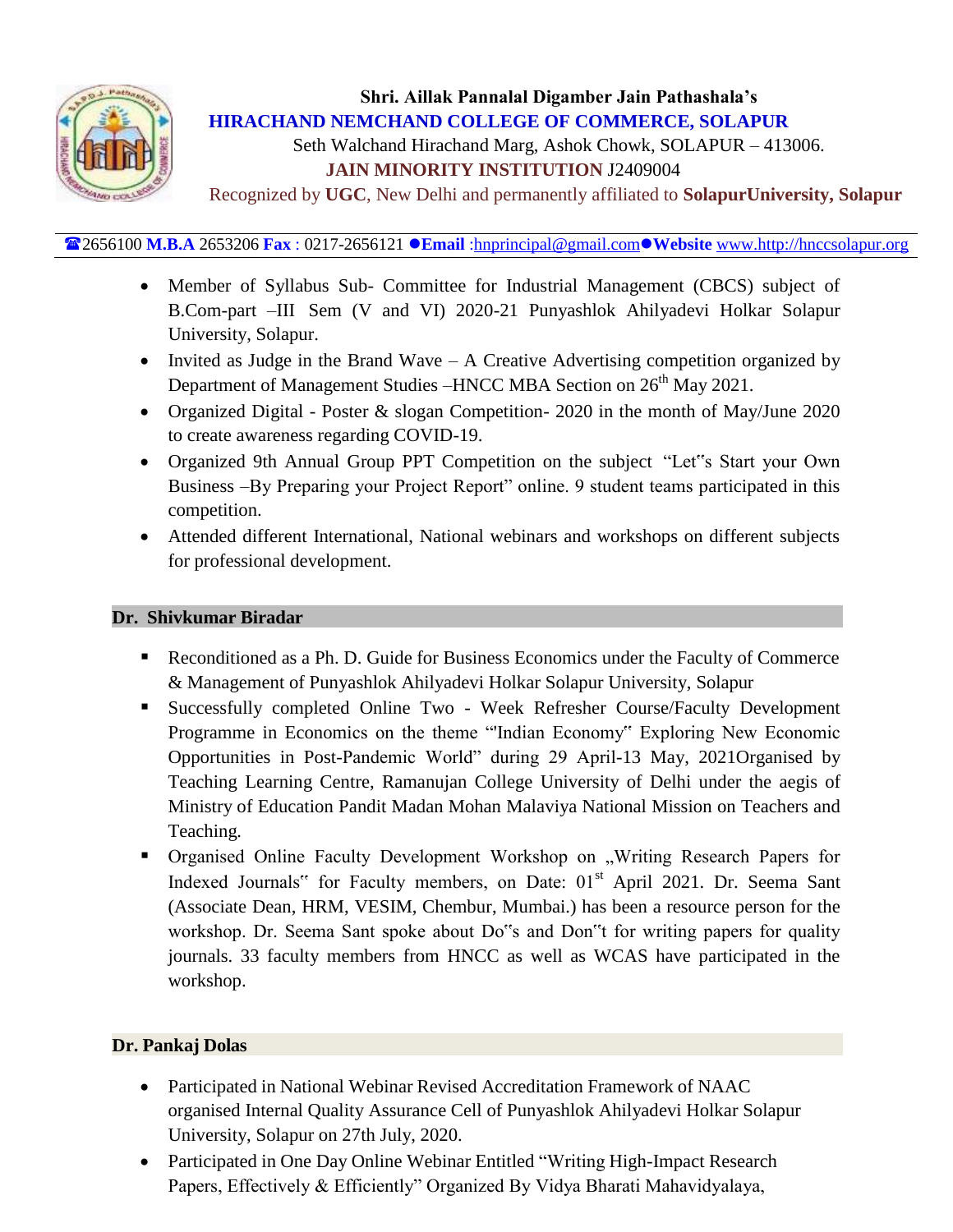- Member of Syllabus Sub- Committee for Industrial Management (CBCS) subject of B.Com-part –III Sem (V and VI) 2020-21 Punyashlok Ahilyadevi Holkar Solapur University, Solapur.
- Invited as Judge in the Brand Wave – A Creative Advertising competition organized by Department of Management Studies –HNCC MBA Section on 26th May 2021.
- Organized Digital - Poster & slogan Competition- 2020 in the month of May/June 2020 to create awareness regarding COVID-19.
- Organized 9th Annual Group PPT Competition on the subject "Let"s Start your Own Business –By Preparing your Project Report" online. 9 student teams participated in this competition.
- Attended different International, National webinars and workshops on different subjects for professional development.

**Dr. Shivkumar Biradar**

- Reconditioned as a Ph. D. Guide for Business Economics under the Faculty of Commerce & Management of Punyashlok Ahilyadevi Holkar Solapur University, Solapur
- Successfully completed Online Two - Week Refresher Course/Faculty Development Programme in Economics on the theme "'Indian Economy" Exploring New Economic Opportunities in Post-Pandemic World" during 29 April-13 May, 2021Organised by Teaching Learning Centre, Ramanujan College University of Delhi under the aegis of Ministry of Education Pandit Madan Mohan Malaviya National Mission on Teachers and Teaching.
- Organised Online Faculty Development Workshop on „Writing Research Papers for Indexed Journals" for Faculty members, on Date: 01st April 2021. Dr. Seema Sant (Associate Dean, HRM, VESIM, Chembur, Mumbai.) has been a resource person for the workshop. Dr. Seema Sant spoke about Do"s and Don"t for writing papers for quality journals. 33 faculty members from HNCC as well as WCAS have participated in the workshop.

**Dr. Pankaj Dolas**

- Participated in National Webinar Revised Accreditation Framework of NAAC organised Internal Quality Assurance Cell of Punyashlok Ahilyadevi Holkar Solapur University, Solapur on 27th July, 2020.
- Participated in One Day Online Webinar Entitled "Writing High-Impact Research Papers, Effectively & Efficiently" Organized By Vidya Bharati Mahavidyalaya,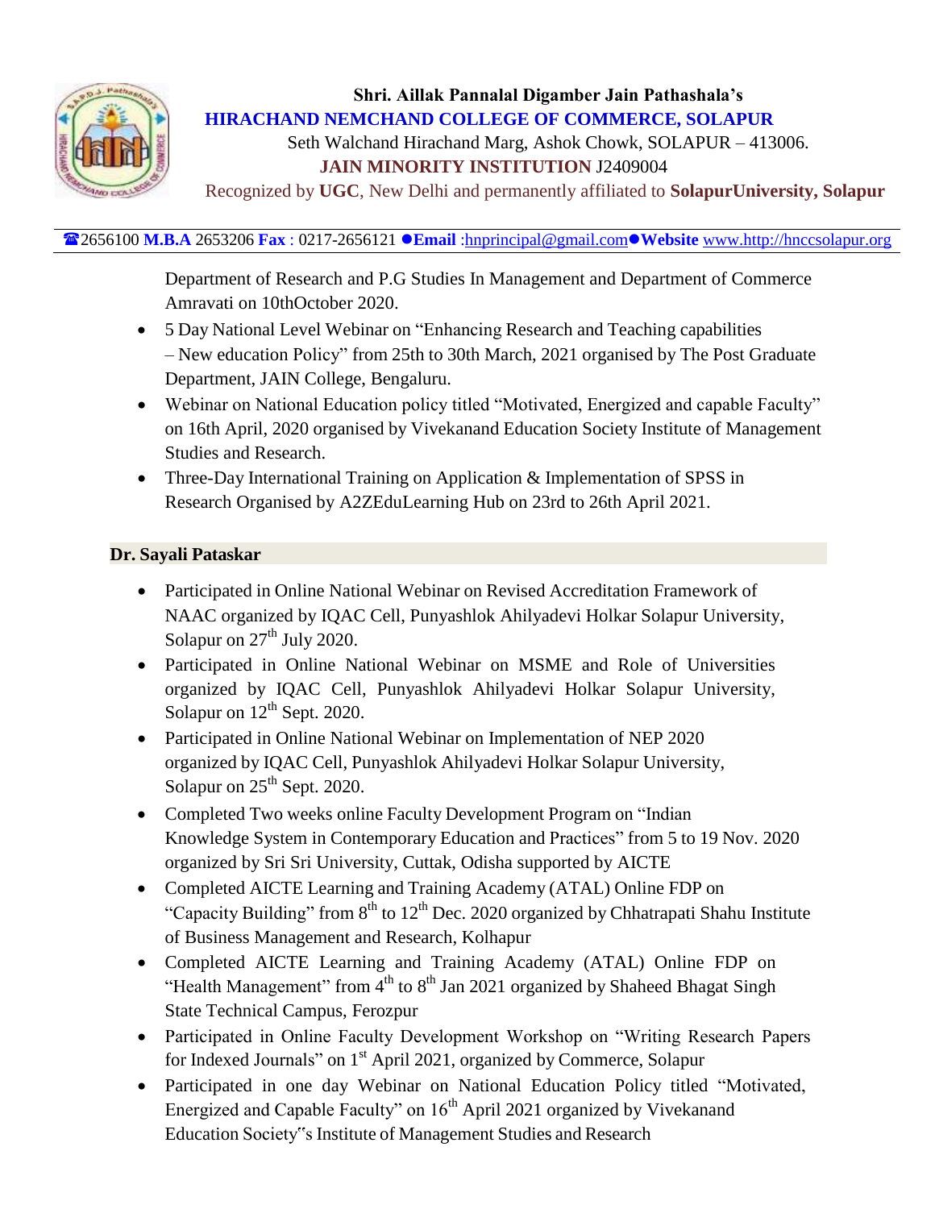Department of Research and P.G Studies In Management and Department of Commerce Amravati on 10thOctober 2020.

- 5 Day National Level Webinar on “Enhancing Research and Teaching capabilities – New education Policy” from 25th to 30th March, 2021 organised by The Post Graduate Department, JAIN College, Bengaluru.
- Webinar on National Education policy titled “Motivated, Energized and capable Faculty” on 16th April, 2020 organised by Vivekanand Education Society Institute of Management Studies and Research.
- Three-Day International Training on Application & Implementation of SPSS in Research Organised by A2ZEduLearning Hub on 23rd to 26th April 2021.

**Dr. Sayali Pataskar**

- Participated in Online National Webinar on Revised Accreditation Framework of NAAC organized by IQAC Cell, Punyashlok Ahilyadevi Holkar Solapur University, Solapur on 27th July 2020.
- Participated in Online National Webinar on MSME and Role of Universities organized by IQAC Cell, Punyashlok Ahilyadevi Holkar Solapur University, Solapur on 12th Sept. 2020.
- Participated in Online National Webinar on Implementation of NEP 2020 organized by IQAC Cell, Punyashlok Ahilyadevi Holkar Solapur University, Solapur on 25th Sept. 2020.
- Completed Two weeks online Faculty Development Program on “Indian Knowledge System in Contemporary Education and Practices” from 5 to 19 Nov. 2020 organized by Sri Sri University, Cuttak, Odisha supported by AICTE
- Completed AICTE Learning and Training Academy (ATAL) Online FDP on “Capacity Building” from 8th to 12th Dec. 2020 organized by Chhatrapati Shahu Institute of Business Management and Research, Kolhapur
- Completed AICTE Learning and Training Academy (ATAL) Online FDP on “Health Management” from 4th to 8th Jan 2021 organized by Shaheed Bhagat Singh State Technical Campus, Ferozpur
- Participated in Online Faculty Development Workshop on “Writing Research Papers for Indexed Journals” on 1st April 2021, organized by Commerce, Solapur
- Participated in one day Webinar on National Education Policy titled “Motivated, Energized and Capable Faculty” on 16th April 2021 organized by Vivekanand Education Society‟s Institute of Management Studies and Research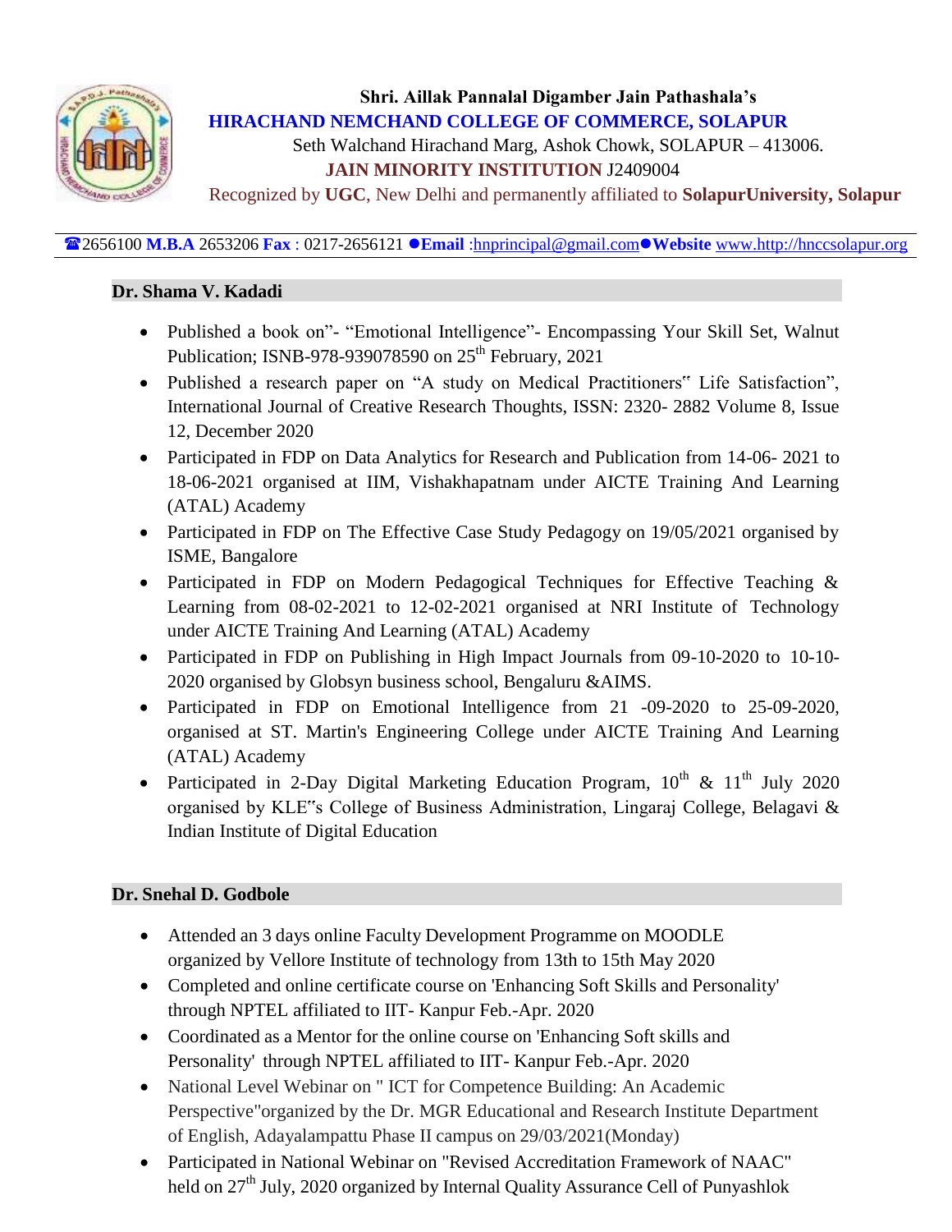Shri. Aillak Pannalal Digamber Jain Pathashala's

**HIRACHAND NEMCHAND COLLEGE OF COMMERCE, SOLAPUR**

Seth Walchand Hirachand Marg, Ashok Chowk, SOLAPUR – 413006.

**JAIN MINORITY INSTITUTION** J2409004

Recognized by **UGC**, New Delhi and permanently affiliated to **SolapurUniversity, Solapur**

☎2656100 **M.B.A** 2653206 **Fax** : 0217-2656121 ●**Email** :hnprincipal@gmail.com●**Website** www.http://hnccsolapur.org

### Dr. Shama V. Kadadi

- Published a book on"- "Emotional Intelligence"- Encompassing Your Skill Set, Walnut Publication; ISNB-978-939078590 on 25th February, 2021
- Published a research paper on "A study on Medical Practitioners" Life Satisfaction", International Journal of Creative Research Thoughts, ISSN: 2320- 2882 Volume 8, Issue 12, December 2020
- Participated in FDP on Data Analytics for Research and Publication from 14-06- 2021 to 18-06-2021 organised at IIM, Vishakhapatnam under AICTE Training And Learning (ATAL) Academy
- Participated in FDP on The Effective Case Study Pedagogy on 19/05/2021 organised by ISME, Bangalore
- Participated in FDP on Modern Pedagogical Techniques for Effective Teaching & Learning from 08-02-2021 to 12-02-2021 organised at NRI Institute of Technology under AICTE Training And Learning (ATAL) Academy
- Participated in FDP on Publishing in High Impact Journals from 09-10-2020 to 10-10-2020 organised by Globsyn business school, Bengaluru &AIMS.
- Participated in FDP on Emotional Intelligence from 21 -09-2020 to 25-09-2020, organised at ST. Martin's Engineering College under AICTE Training And Learning (ATAL) Academy
- Participated in 2-Day Digital Marketing Education Program, 10th & 11th July 2020 organised by KLE"s College of Business Administration, Lingaraj College, Belagavi & Indian Institute of Digital Education

### Dr. Snehal D. Godbole

- Attended an 3 days online Faculty Development Programme on MOODLE organized by Vellore Institute of technology from 13th to 15th May 2020
- Completed and online certificate course on 'Enhancing Soft Skills and Personality' through NPTEL affiliated to IIT- Kanpur Feb.-Apr. 2020
- Coordinated as a Mentor for the online course on 'Enhancing Soft skills and Personality' through NPTEL affiliated to IIT- Kanpur Feb.-Apr. 2020
- National Level Webinar on " ICT for Competence Building: An Academic Perspective"organized by the Dr. MGR Educational and Research Institute Department of English, Adayalampattu Phase II campus on 29/03/2021(Monday)
- Participated in National Webinar on "Revised Accreditation Framework of NAAC" held on 27th July, 2020 organized by Internal Quality Assurance Cell of Punyashlok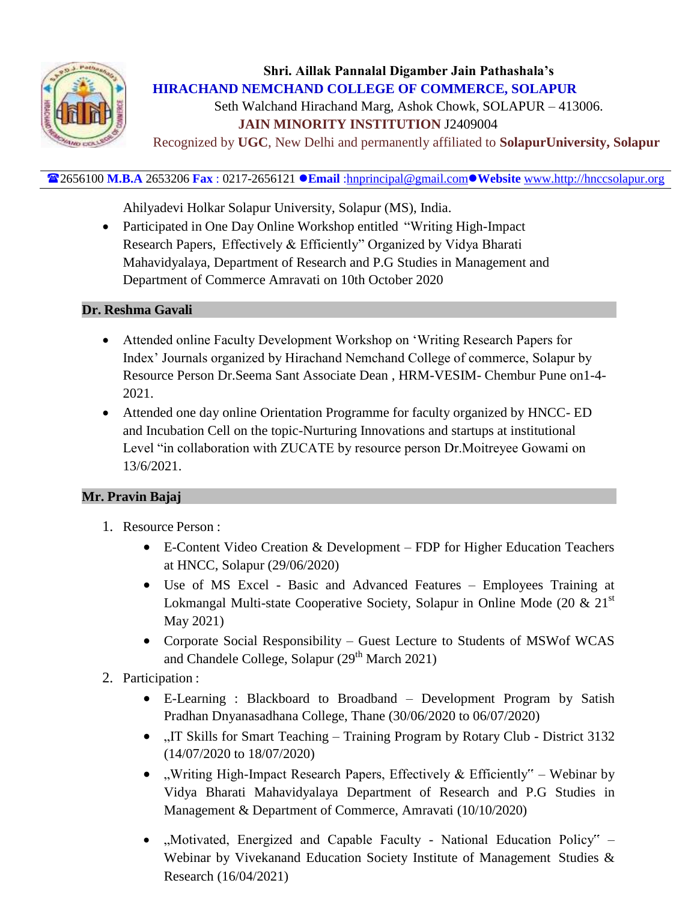Shri. Aillak Pannalal Digamber Jain Pathashala's
**HIRACHAND NEMCHAND COLLEGE OF COMMERCE, SOLAPUR**
Seth Walchand Hirachand Marg, Ashok Chowk, SOLAPUR – 413006.
**JAIN MINORITY INSTITUTION** J2409004
Recognized by **UGC**, New Delhi and permanently affiliated to **SolapurUniversity, Solapur**

☎2656100 **M.B.A** 2653206 **Fax** : 0217-2656121 ●**Email** :hnprincipal@gmail.com●**Website** www.http://hnccsolapur.org

Ahilyadevi Holkar Solapur University, Solapur (MS), India.

- Participated in One Day Online Workshop entitled "Writing High-Impact Research Papers, Effectively & Efficiently" Organized by Vidya Bharati Mahavidyalaya, Department of Research and P.G Studies in Management and Department of Commerce Amravati on 10th October 2020

**Dr. Reshma Gavali**

- Attended online Faculty Development Workshop on 'Writing Research Papers for Index' Journals organized by Hirachand Nemchand College of commerce, Solapur by Resource Person Dr.Seema Sant Associate Dean , HRM-VESIM- Chembur Pune on1-4-2021.
- Attended one day online Orientation Programme for faculty organized by HNCC- ED and Incubation Cell on the topic-Nurturing Innovations and startups at institutional Level "in collaboration with ZUCATE by resource person Dr.Moitreyee Gowami on 13/6/2021.

**Mr. Pravin Bajaj**

1. Resource Person :
   - E-Content Video Creation & Development – FDP for Higher Education Teachers at HNCC, Solapur (29/06/2020)
   - Use of MS Excel - Basic and Advanced Features – Employees Training at Lokmangal Multi-state Cooperative Society, Solapur in Online Mode (20 & 21st May 2021)
   - Corporate Social Responsibility – Guest Lecture to Students of MSWof WCAS and Chandele College, Solapur (29th March 2021)
2. Participation :
   - E-Learning : Blackboard to Broadband – Development Program by Satish Pradhan Dnyanasadhana College, Thane (30/06/2020 to 06/07/2020)
   - „IT Skills for Smart Teaching – Training Program by Rotary Club - District 3132 (14/07/2020 to 18/07/2020)
   - „Writing High-Impact Research Papers, Effectively & Efficiently" – Webinar by Vidya Bharati Mahavidyalaya Department of Research and P.G Studies in Management & Department of Commerce, Amravati (10/10/2020)
   - „Motivated, Energized and Capable Faculty - National Education Policy" – Webinar by Vivekanand Education Society Institute of Management Studies & Research (16/04/2021)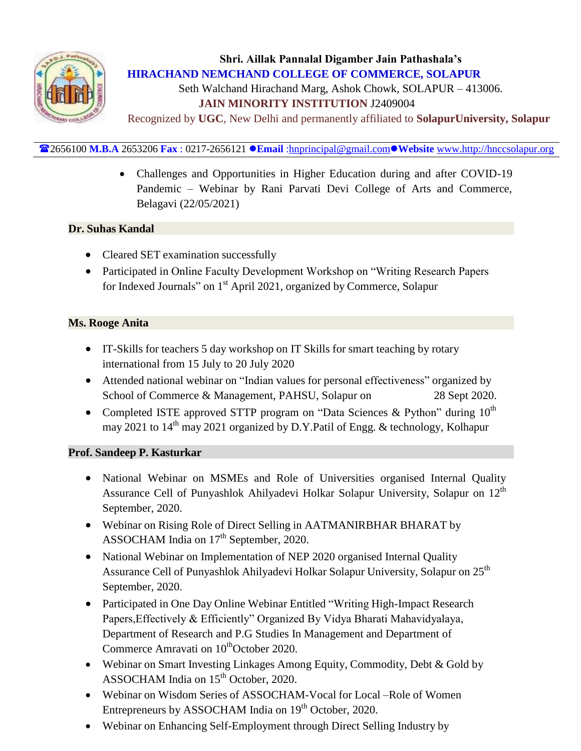- Challenges and Opportunities in Higher Education during and after COVID-19 Pandemic – Webinar by Rani Parvati Devi College of Arts and Commerce, Belagavi (22/05/2021)

**Dr. Suhas Kandal**

- Cleared SET examination successfully
- Participated in Online Faculty Development Workshop on "Writing Research Papers for Indexed Journals" on 1st April 2021, organized by Commerce, Solapur

**Ms. Rooge Anita**

- IT-Skills for teachers 5 day workshop on IT Skills for smart teaching by rotary international from 15 July to 20 July 2020
- Attended national webinar on "Indian values for personal effectiveness" organized by School of Commerce & Management, PAHSU, Solapur on 28 Sept 2020.
- Completed ISTE approved STTP program on "Data Sciences & Python" during 10th may 2021 to 14th may 2021 organized by D.Y.Patil of Engg. & technology, Kolhapur

**Prof. Sandeep P. Kasturkar**

- National Webinar on MSMEs and Role of Universities organised Internal Quality Assurance Cell of Punyashlok Ahilyadevi Holkar Solapur University, Solapur on 12th September, 2020.
- Webinar on Rising Role of Direct Selling in AATMANIRBHAR BHARAT by ASSOCHAM India on 17th September, 2020.
- National Webinar on Implementation of NEP 2020 organised Internal Quality Assurance Cell of Punyashlok Ahilyadevi Holkar Solapur University, Solapur on 25th September, 2020.
- Participated in One Day Online Webinar Entitled "Writing High-Impact Research Papers,Effectively & Efficiently" Organized By Vidya Bharati Mahavidyalaya, Department of Research and P.G Studies In Management and Department of Commerce Amravati on 10thOctober 2020.
- Webinar on Smart Investing Linkages Among Equity, Commodity, Debt & Gold by ASSOCHAM India on 15th October, 2020.
- Webinar on Wisdom Series of ASSOCHAM-Vocal for Local –Role of Women Entrepreneurs by ASSOCHAM India on 19th October, 2020.
- Webinar on Enhancing Self-Employment through Direct Selling Industry by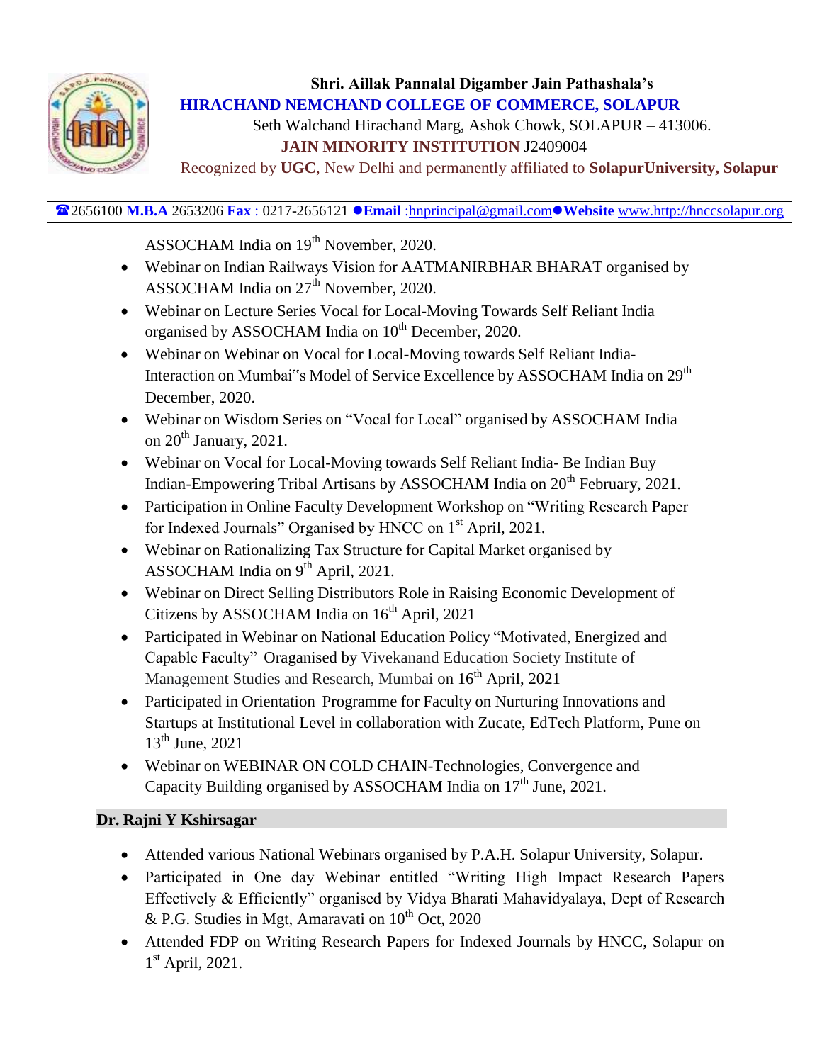ASSOCHAM India on 19th November, 2020.

- Webinar on Indian Railways Vision for AATMANIRBHAR BHARAT organised by ASSOCHAM India on 27th November, 2020.
- Webinar on Lecture Series Vocal for Local-Moving Towards Self Reliant India organised by ASSOCHAM India on 10th December, 2020.
- Webinar on Webinar on Vocal for Local-Moving towards Self Reliant India- Interaction on Mumbai‟s Model of Service Excellence by ASSOCHAM India on 29th December, 2020.
- Webinar on Wisdom Series on "Vocal for Local" organised by ASSOCHAM India on 20th January, 2021.
- Webinar on Vocal for Local-Moving towards Self Reliant India- Be Indian Buy Indian-Empowering Tribal Artisans by ASSOCHAM India on 20th February, 2021.
- Participation in Online Faculty Development Workshop on "Writing Research Paper for Indexed Journals" Organised by HNCC on 1st April, 2021.
- Webinar on Rationalizing Tax Structure for Capital Market organised by ASSOCHAM India on 9th April, 2021.
- Webinar on Direct Selling Distributors Role in Raising Economic Development of Citizens by ASSOCHAM India on 16th April, 2021
- Participated in Webinar on National Education Policy "Motivated, Energized and Capable Faculty" Oraganised by Vivekanand Education Society Institute of Management Studies and Research, Mumbai on 16th April, 2021
- Participated in Orientation Programme for Faculty on Nurturing Innovations and Startups at Institutional Level in collaboration with Zucate, EdTech Platform, Pune on 13th June, 2021
- Webinar on WEBINAR ON COLD CHAIN-Technologies, Convergence and Capacity Building organised by ASSOCHAM India on 17th June, 2021.

**Dr. Rajni Y Kshirsagar**

- Attended various National Webinars organised by P.A.H. Solapur University, Solapur.
- Participated in One day Webinar entitled "Writing High Impact Research Papers Effectively & Efficiently" organised by Vidya Bharati Mahavidyalaya, Dept of Research & P.G. Studies in Mgt, Amaravati on 10th Oct, 2020
- Attended FDP on Writing Research Papers for Indexed Journals by HNCC, Solapur on 1st April, 2021.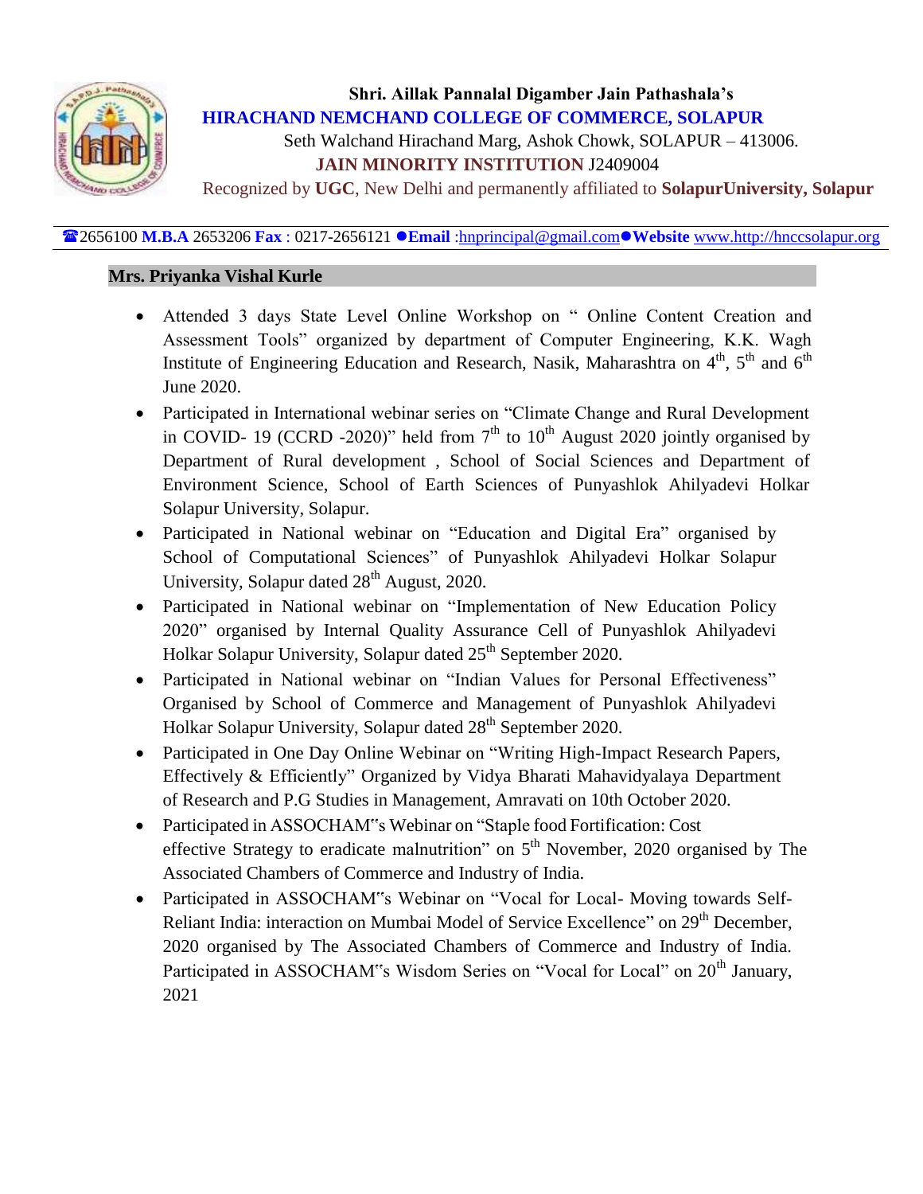**Shri. Aillak Pannalal Digamber Jain Pathashala's**
**HIRACHAND NEMCHAND COLLEGE OF COMMERCE, SOLAPUR**
Seth Walchand Hirachand Marg, Ashok Chowk, SOLAPUR – 413006.
**JAIN MINORITY INSTITUTION** J2409004
Recognized by **UGC**, New Delhi and permanently affiliated to **SolapurUniversity, Solapur**

☎2656100 **M.B.A** 2653206 **Fax** : 0217-2656121 ●**Email** :hnprincipal@gmail.com●**Website** www.http://hnccsolapur.org

---

**Mrs. Priyanka Vishal Kurle**

- Attended 3 days State Level Online Workshop on " Online Content Creation and Assessment Tools" organized by department of Computer Engineering, K.K. Wagh Institute of Engineering Education and Research, Nasik, Maharashtra on 4th, 5th and 6th June 2020.
- Participated in International webinar series on "Climate Change and Rural Development in COVID- 19 (CCRD -2020)" held from 7th to 10th August 2020 jointly organised by Department of Rural development , School of Social Sciences and Department of Environment Science, School of Earth Sciences of Punyashlok Ahilyadevi Holkar Solapur University, Solapur.
- Participated in National webinar on "Education and Digital Era" organised by School of Computational Sciences" of Punyashlok Ahilyadevi Holkar Solapur University, Solapur dated 28th August, 2020.
- Participated in National webinar on "Implementation of New Education Policy 2020" organised by Internal Quality Assurance Cell of Punyashlok Ahilyadevi Holkar Solapur University, Solapur dated 25th September 2020.
- Participated in National webinar on "Indian Values for Personal Effectiveness" Organised by School of Commerce and Management of Punyashlok Ahilyadevi Holkar Solapur University, Solapur dated 28th September 2020.
- Participated in One Day Online Webinar on "Writing High-Impact Research Papers, Effectively & Efficiently" Organized by Vidya Bharati Mahavidyalaya Department of Research and P.G Studies in Management, Amravati on 10th October 2020.
- Participated in ASSOCHAM"s Webinar on "Staple food Fortification: Cost effective Strategy to eradicate malnutrition" on 5th November, 2020 organised by The Associated Chambers of Commerce and Industry of India.
- Participated in ASSOCHAM"s Webinar on "Vocal for Local- Moving towards Self-Reliant India: interaction on Mumbai Model of Service Excellence" on 29th December, 2020 organised by The Associated Chambers of Commerce and Industry of India. Participated in ASSOCHAM"s Wisdom Series on "Vocal for Local" on 20th January, 2021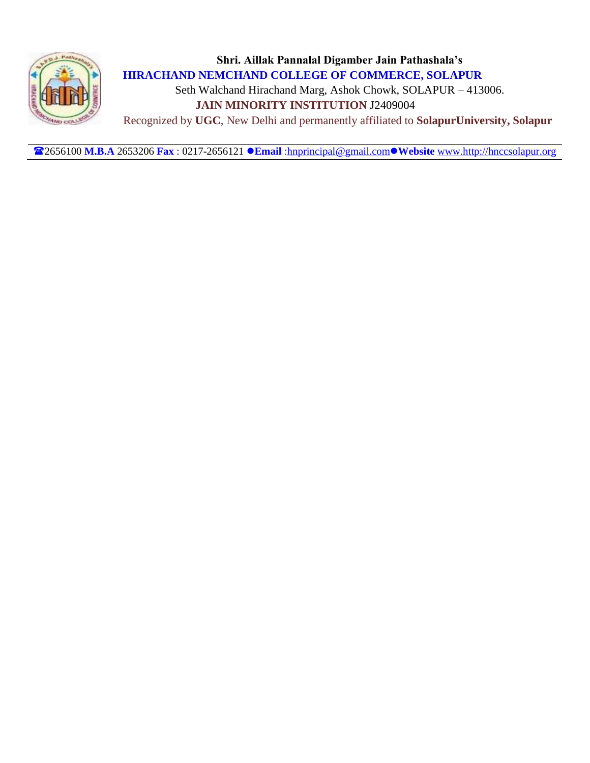**Shri. Aillak Pannalal Digamber Jain Pathashala's**

**HIRACHAND NEMCHAND COLLEGE OF COMMERCE, SOLAPUR**

Seth Walchand Hirachand Marg, Ashok Chowk, SOLAPUR – 413006.

**JAIN MINORITY INSTITUTION** J2409004

Recognized by **UGC**, New Delhi and permanently affiliated to **SolapurUniversity, Solapur**

☎2656100 **M.B.A** 2653206 **Fax** : 0217-2656121 ●**Email** :hnprincipal@gmail.com●**Website** www.http://hnccsolapur.org